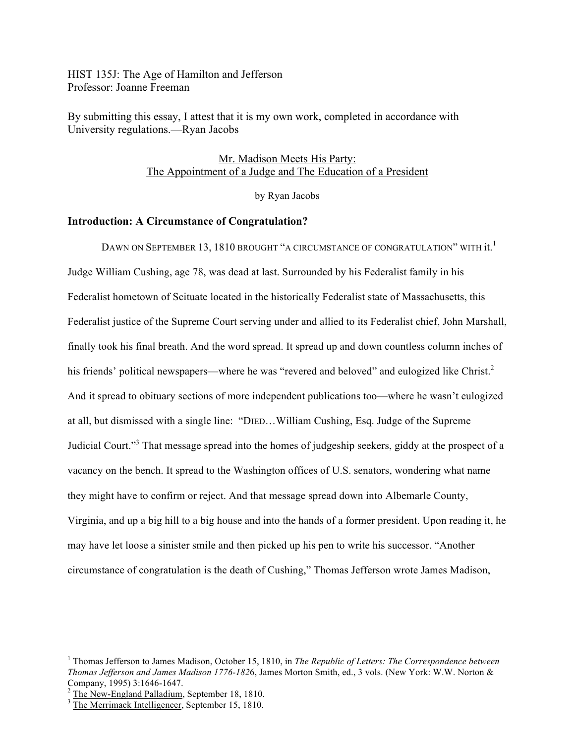HIST 135J: The Age of Hamilton and Jefferson
Professor: Joanne Freeman

By submitting this essay, I attest that it is my own work, completed in accordance with University regulations.—Ryan Jacobs

# Mr. Madison Meets His Party: The Appointment of a Judge and The Education of a President

by Ryan Jacobs

## Introduction: A Circumstance of Congratulation?

DAWN ON SEPTEMBER 13, 1810 BROUGHT "A CIRCUMSTANCE OF CONGRATULATION" WITH it.[1] Judge William Cushing, age 78, was dead at last. Surrounded by his Federalist family in his Federalist hometown of Scituate located in the historically Federalist state of Massachusetts, this Federalist justice of the Supreme Court serving under and allied to its Federalist chief, John Marshall, finally took his final breath. And the word spread. It spread up and down countless column inches of his friends' political newspapers—where he was "revered and beloved" and eulogized like Christ.[2] And it spread to obituary sections of more independent publications too—where he wasn't eulogized at all, but dismissed with a single line: "DIED…William Cushing, Esq. Judge of the Supreme Judicial Court."[3] That message spread into the homes of judgeship seekers, giddy at the prospect of a vacancy on the bench. It spread to the Washington offices of U.S. senators, wondering what name they might have to confirm or reject. And that message spread down into Albemarle County, Virginia, and up a big hill to a big house and into the hands of a former president. Upon reading it, he may have let loose a sinister smile and then picked up his pen to write his successor. "Another circumstance of congratulation is the death of Cushing," Thomas Jefferson wrote James Madison,

---

[1] Thomas Jefferson to James Madison, October 15, 1810, in *The Republic of Letters: The Correspondence between Thomas Jefferson and James Madison 1776-1826*, James Morton Smith, ed., 3 vols. (New York: W.W. Norton & Company, 1995) 3:1646-1647.

[2] The New-England Palladium, September 18, 1810.

[3] The Merrimack Intelligencer, September 15, 1810.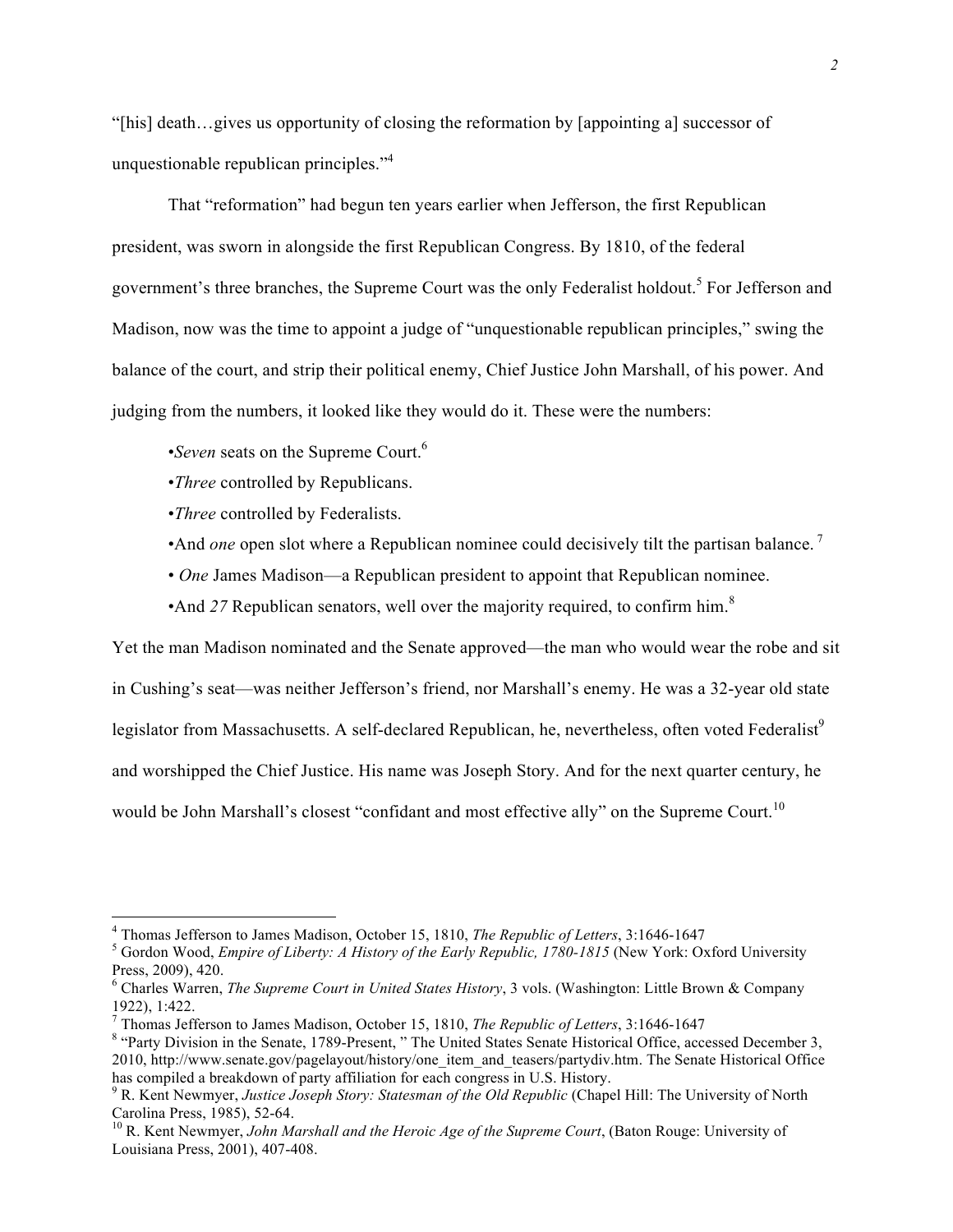"[his] death…gives us opportunity of closing the reformation by [appointing a] successor of unquestionable republican principles."[4]

That "reformation" had begun ten years earlier when Jefferson, the first Republican president, was sworn in alongside the first Republican Congress. By 1810, of the federal government's three branches, the Supreme Court was the only Federalist holdout.[5] For Jefferson and Madison, now was the time to appoint a judge of "unquestionable republican principles," swing the balance of the court, and strip their political enemy, Chief Justice John Marshall, of his power. And judging from the numbers, it looked like they would do it. These were the numbers:

- *Seven* seats on the Supreme Court.[6]
- *Three* controlled by Republicans.
- *Three* controlled by Federalists.
- And *one* open slot where a Republican nominee could decisively tilt the partisan balance.[7]
- *One* James Madison—a Republican president to appoint that Republican nominee.
- And *27* Republican senators, well over the majority required, to confirm him.[8]

Yet the man Madison nominated and the Senate approved—the man who would wear the robe and sit in Cushing's seat—was neither Jefferson's friend, nor Marshall's enemy. He was a 32-year old state legislator from Massachusetts. A self-declared Republican, he, nevertheless, often voted Federalist[9] and worshipped the Chief Justice. His name was Joseph Story. And for the next quarter century, he would be John Marshall's closest "confidant and most effective ally" on the Supreme Court.[10]

---

[4] Thomas Jefferson to James Madison, October 15, 1810, *The Republic of Letters*, 3:1646-1647

[5] Gordon Wood, *Empire of Liberty: A History of the Early Republic, 1780-1815* (New York: Oxford University Press, 2009), 420.

[6] Charles Warren, *The Supreme Court in United States History*, 3 vols. (Washington: Little Brown & Company 1922), 1:422.

[7] Thomas Jefferson to James Madison, October 15, 1810, *The Republic of Letters*, 3:1646-1647

[8] "Party Division in the Senate, 1789-Present, " The United States Senate Historical Office, accessed December 3, 2010, http://www.senate.gov/pagelayout/history/one_item_and_teasers/partydiv.htm. The Senate Historical Office has compiled a breakdown of party affiliation for each congress in U.S. History.

[9] R. Kent Newmyer, *Justice Joseph Story: Statesman of the Old Republic* (Chapel Hill: The University of North Carolina Press, 1985), 52-64.

[10] R. Kent Newmyer, *John Marshall and the Heroic Age of the Supreme Court*, (Baton Rouge: University of Louisiana Press, 2001), 407-408.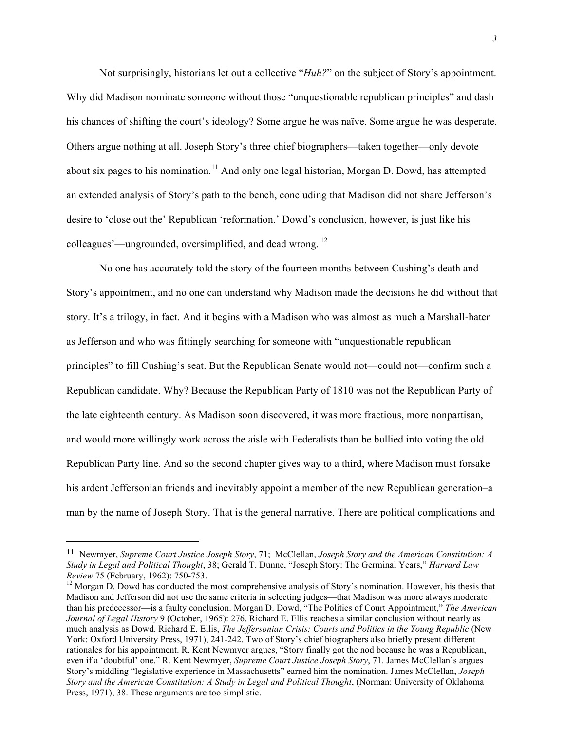Not surprisingly, historians let out a collective "*Huh?*" on the subject of Story's appointment. Why did Madison nominate someone without those "unquestionable republican principles" and dash his chances of shifting the court's ideology? Some argue he was naïve. Some argue he was desperate. Others argue nothing at all. Joseph Story's three chief biographers—taken together—only devote about six pages to his nomination.[11] And only one legal historian, Morgan D. Dowd, has attempted an extended analysis of Story's path to the bench, concluding that Madison did not share Jefferson's desire to 'close out the' Republican 'reformation.' Dowd's conclusion, however, is just like his colleagues'—ungrounded, oversimplified, and dead wrong.[12]

No one has accurately told the story of the fourteen months between Cushing's death and Story's appointment, and no one can understand why Madison made the decisions he did without that story. It's a trilogy, in fact. And it begins with a Madison who was almost as much a Marshall-hater as Jefferson and who was fittingly searching for someone with "unquestionable republican principles" to fill Cushing's seat. But the Republican Senate would not—could not—confirm such a Republican candidate. Why? Because the Republican Party of 1810 was not the Republican Party of the late eighteenth century. As Madison soon discovered, it was more fractious, more nonpartisan, and would more willingly work across the aisle with Federalists than be bullied into voting the old Republican Party line. And so the second chapter gives way to a third, where Madison must forsake his ardent Jeffersonian friends and inevitably appoint a member of the new Republican generation–a man by the name of Joseph Story. That is the general narrative. There are political complications and

---

[11] Newmyer, *Supreme Court Justice Joseph Story*, 71; McClellan, *Joseph Story and the American Constitution: A Study in Legal and Political Thought*, 38; Gerald T. Dunne, "Joseph Story: The Germinal Years," *Harvard Law Review* 75 (February, 1962): 750-753.

[12] Morgan D. Dowd has conducted the most comprehensive analysis of Story's nomination. However, his thesis that Madison and Jefferson did not use the same criteria in selecting judges—that Madison was more always moderate than his predecessor—is a faulty conclusion. Morgan D. Dowd, "The Politics of Court Appointment," *The American Journal of Legal History* 9 (October, 1965): 276. Richard E. Ellis reaches a similar conclusion without nearly as much analysis as Dowd. Richard E. Ellis, *The Jeffersonian Crisis: Courts and Politics in the Young Republic* (New York: Oxford University Press, 1971), 241-242. Two of Story's chief biographers also briefly present different rationales for his appointment. R. Kent Newmyer argues, "Story finally got the nod because he was a Republican, even if a 'doubtful' one." R. Kent Newmyer, *Supreme Court Justice Joseph Story*, 71. James McClellan's argues Story's middling "legislative experience in Massachusetts" earned him the nomination. James McClellan, *Joseph Story and the American Constitution: A Study in Legal and Political Thought*, (Norman: University of Oklahoma Press, 1971), 38. These arguments are too simplistic.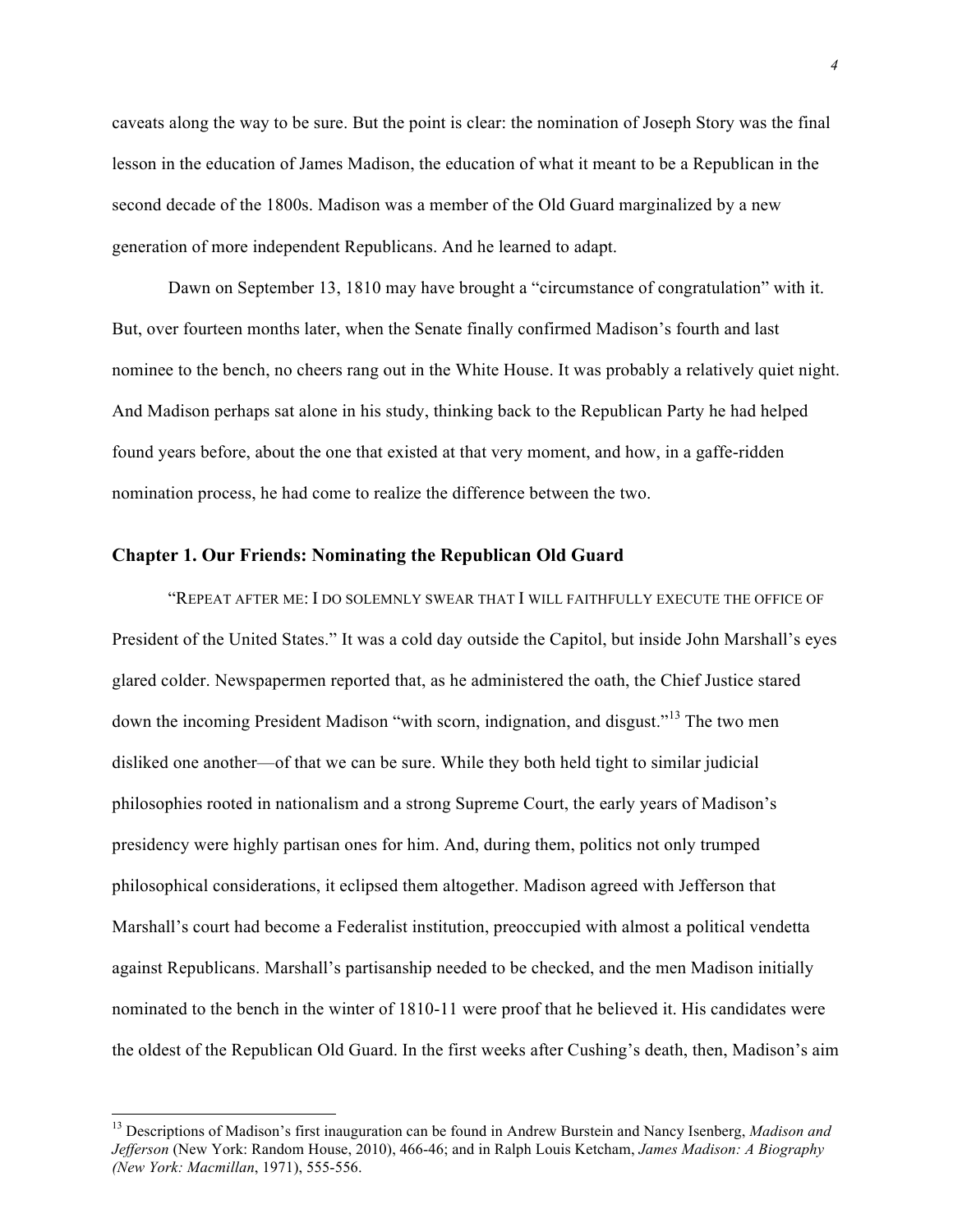caveats along the way to be sure. But the point is clear: the nomination of Joseph Story was the final lesson in the education of James Madison, the education of what it meant to be a Republican in the second decade of the 1800s. Madison was a member of the Old Guard marginalized by a new generation of more independent Republicans. And he learned to adapt.

Dawn on September 13, 1810 may have brought a "circumstance of congratulation" with it. But, over fourteen months later, when the Senate finally confirmed Madison's fourth and last nominee to the bench, no cheers rang out in the White House. It was probably a relatively quiet night. And Madison perhaps sat alone in his study, thinking back to the Republican Party he had helped found years before, about the one that existed at that very moment, and how, in a gaffe-ridden nomination process, he had come to realize the difference between the two.

### Chapter 1. Our Friends: Nominating the Republican Old Guard

"Repeat after me: I do solemnly swear that I will faithfully execute the office of President of the United States." It was a cold day outside the Capitol, but inside John Marshall's eyes glared colder. Newspapermen reported that, as he administered the oath, the Chief Justice stared down the incoming President Madison "with scorn, indignation, and disgust."[13] The two men disliked one another—of that we can be sure. While they both held tight to similar judicial philosophies rooted in nationalism and a strong Supreme Court, the early years of Madison's presidency were highly partisan ones for him. And, during them, politics not only trumped philosophical considerations, it eclipsed them altogether. Madison agreed with Jefferson that Marshall's court had become a Federalist institution, preoccupied with almost a political vendetta against Republicans. Marshall's partisanship needed to be checked, and the men Madison initially nominated to the bench in the winter of 1810-11 were proof that he believed it. His candidates were the oldest of the Republican Old Guard. In the first weeks after Cushing's death, then, Madison's aim

---

[13] Descriptions of Madison's first inauguration can be found in Andrew Burstein and Nancy Isenberg, *Madison and Jefferson* (New York: Random House, 2010), 466-46; and in Ralph Louis Ketcham, *James Madison: A Biography (New York: Macmillan*, 1971), 555-556.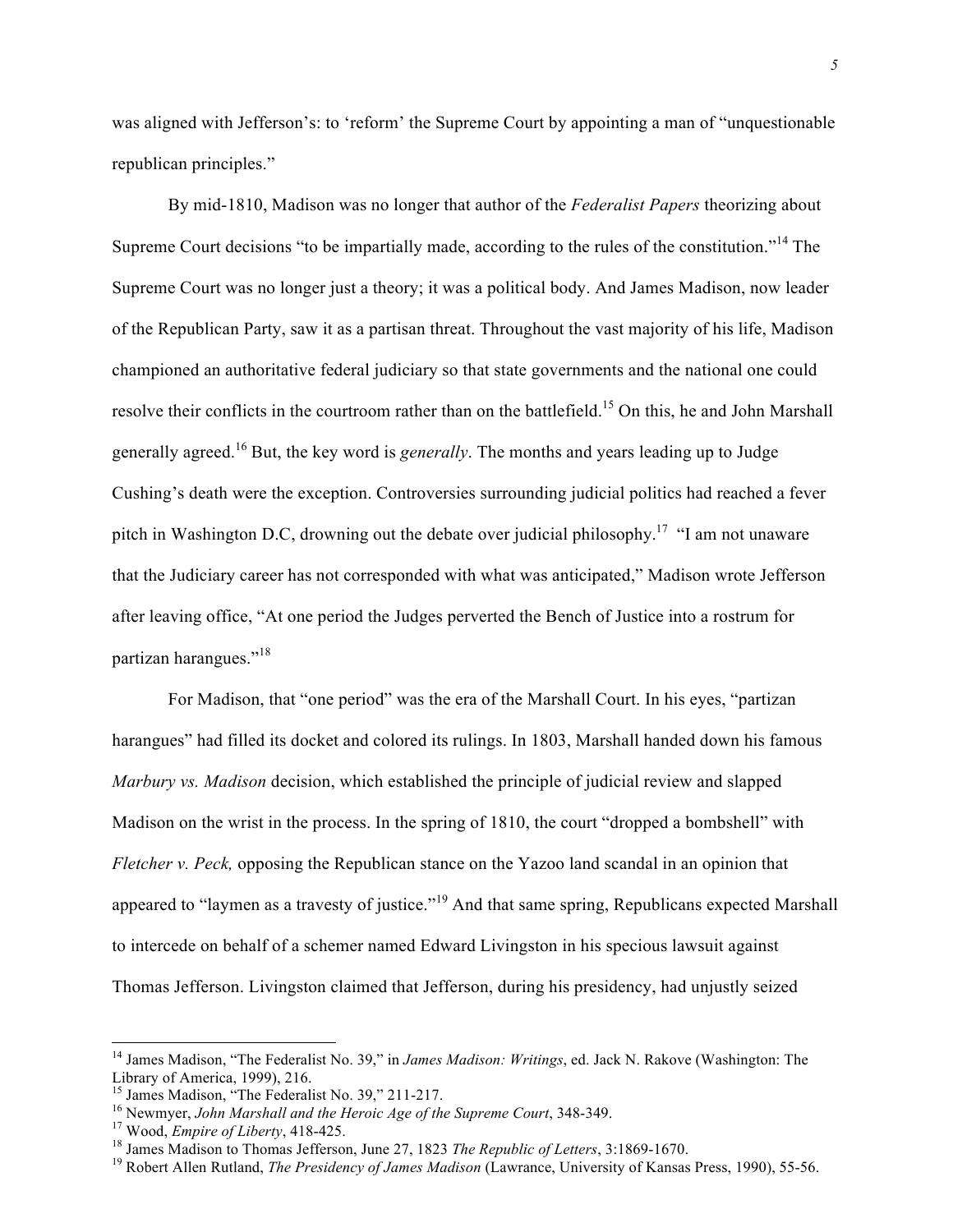was aligned with Jefferson's: to 'reform' the Supreme Court by appointing a man of "unquestionable republican principles."

By mid-1810, Madison was no longer that author of the *Federalist Papers* theorizing about Supreme Court decisions "to be impartially made, according to the rules of the constitution."[14] The Supreme Court was no longer just a theory; it was a political body. And James Madison, now leader of the Republican Party, saw it as a partisan threat. Throughout the vast majority of his life, Madison championed an authoritative federal judiciary so that state governments and the national one could resolve their conflicts in the courtroom rather than on the battlefield.[15] On this, he and John Marshall generally agreed.[16] But, the key word is *generally*. The months and years leading up to Judge Cushing's death were the exception. Controversies surrounding judicial politics had reached a fever pitch in Washington D.C, drowning out the debate over judicial philosophy.[17] "I am not unaware that the Judiciary career has not corresponded with what was anticipated," Madison wrote Jefferson after leaving office, "At one period the Judges perverted the Bench of Justice into a rostrum for partizan harangues."[18]

For Madison, that "one period" was the era of the Marshall Court. In his eyes, "partizan harangues" had filled its docket and colored its rulings. In 1803, Marshall handed down his famous *Marbury vs. Madison* decision, which established the principle of judicial review and slapped Madison on the wrist in the process. In the spring of 1810, the court "dropped a bombshell" with *Fletcher v. Peck,* opposing the Republican stance on the Yazoo land scandal in an opinion that appeared to "laymen as a travesty of justice."[19] And that same spring, Republicans expected Marshall to intercede on behalf of a schemer named Edward Livingston in his specious lawsuit against Thomas Jefferson. Livingston claimed that Jefferson, during his presidency, had unjustly seized

---

[14] James Madison, "The Federalist No. 39," in *James Madison: Writings*, ed. Jack N. Rakove (Washington: The Library of America, 1999), 216.

[15] James Madison, "The Federalist No. 39," 211-217.

[16] Newmyer, *John Marshall and the Heroic Age of the Supreme Court*, 348-349.

[17] Wood, *Empire of Liberty*, 418-425.

[18] James Madison to Thomas Jefferson, June 27, 1823 *The Republic of Letters*, 3:1869-1670.

[19] Robert Allen Rutland, *The Presidency of James Madison* (Lawrance, University of Kansas Press, 1990), 55-56.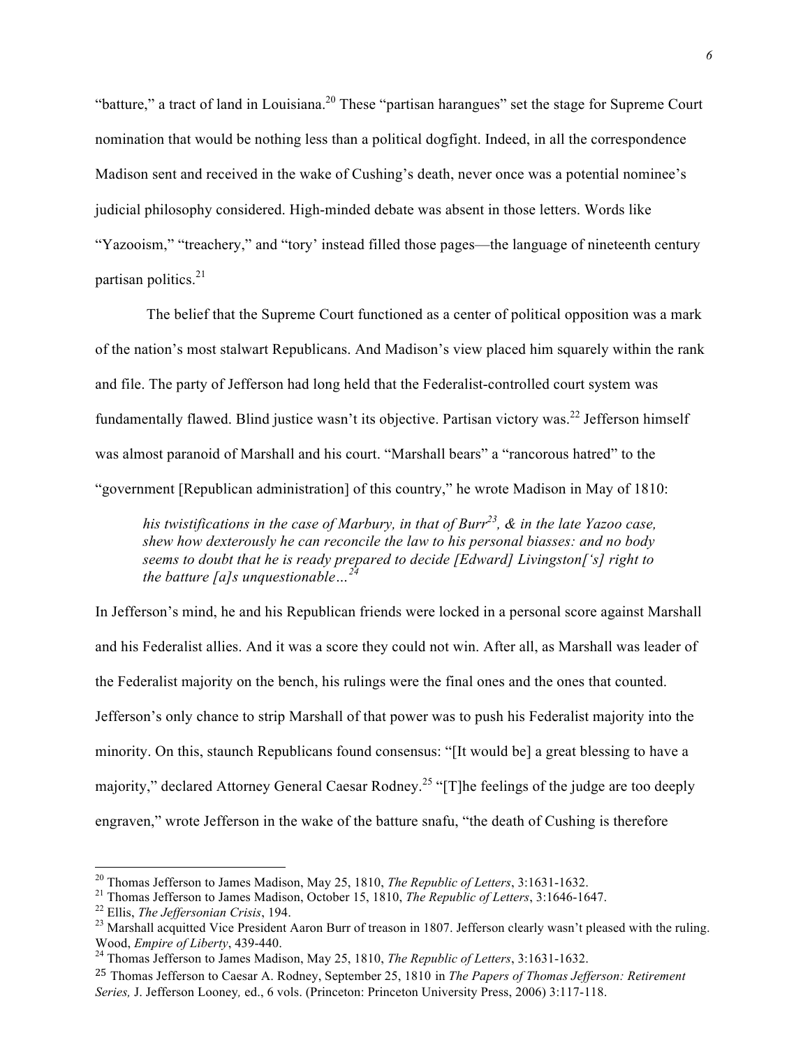"batture," a tract of land in Louisiana.[20] These "partisan harangues" set the stage for Supreme Court nomination that would be nothing less than a political dogfight. Indeed, in all the correspondence Madison sent and received in the wake of Cushing's death, never once was a potential nominee's judicial philosophy considered. High-minded debate was absent in those letters. Words like "Yazooism," "treachery," and "tory' instead filled those pages—the language of nineteenth century partisan politics.[21]

The belief that the Supreme Court functioned as a center of political opposition was a mark of the nation's most stalwart Republicans. And Madison's view placed him squarely within the rank and file. The party of Jefferson had long held that the Federalist-controlled court system was fundamentally flawed. Blind justice wasn't its objective. Partisan victory was.[22] Jefferson himself was almost paranoid of Marshall and his court. "Marshall bears" a "rancorous hatred" to the "government [Republican administration] of this country," he wrote Madison in May of 1810:

> *his twistifications in the case of Marbury, in that of Burr[23], & in the late Yazoo case, shew how dexterously he can reconcile the law to his personal biasses: and no body seems to doubt that he is ready prepared to decide [Edward] Livingston['s] right to the batture [a]s unquestionable…[24]*

In Jefferson's mind, he and his Republican friends were locked in a personal score against Marshall and his Federalist allies. And it was a score they could not win. After all, as Marshall was leader of the Federalist majority on the bench, his rulings were the final ones and the ones that counted. Jefferson's only chance to strip Marshall of that power was to push his Federalist majority into the minority. On this, staunch Republicans found consensus: "[It would be] a great blessing to have a majority," declared Attorney General Caesar Rodney.[25] "[T]he feelings of the judge are too deeply engraven," wrote Jefferson in the wake of the batture snafu, "the death of Cushing is therefore

---

[20] Thomas Jefferson to James Madison, May 25, 1810, *The Republic of Letters*, 3:1631-1632.

[21] Thomas Jefferson to James Madison, October 15, 1810, *The Republic of Letters*, 3:1646-1647.

[22] Ellis, *The Jeffersonian Crisis*, 194.

[23] Marshall acquitted Vice President Aaron Burr of treason in 1807. Jefferson clearly wasn't pleased with the ruling. Wood, *Empire of Liberty*, 439-440.

[24] Thomas Jefferson to James Madison, May 25, 1810, *The Republic of Letters*, 3:1631-1632.

[25] Thomas Jefferson to Caesar A. Rodney, September 25, 1810 in *The Papers of Thomas Jefferson: Retirement Series,* J. Jefferson Looney*,* ed., 6 vols. (Princeton: Princeton University Press, 2006) 3:117-118.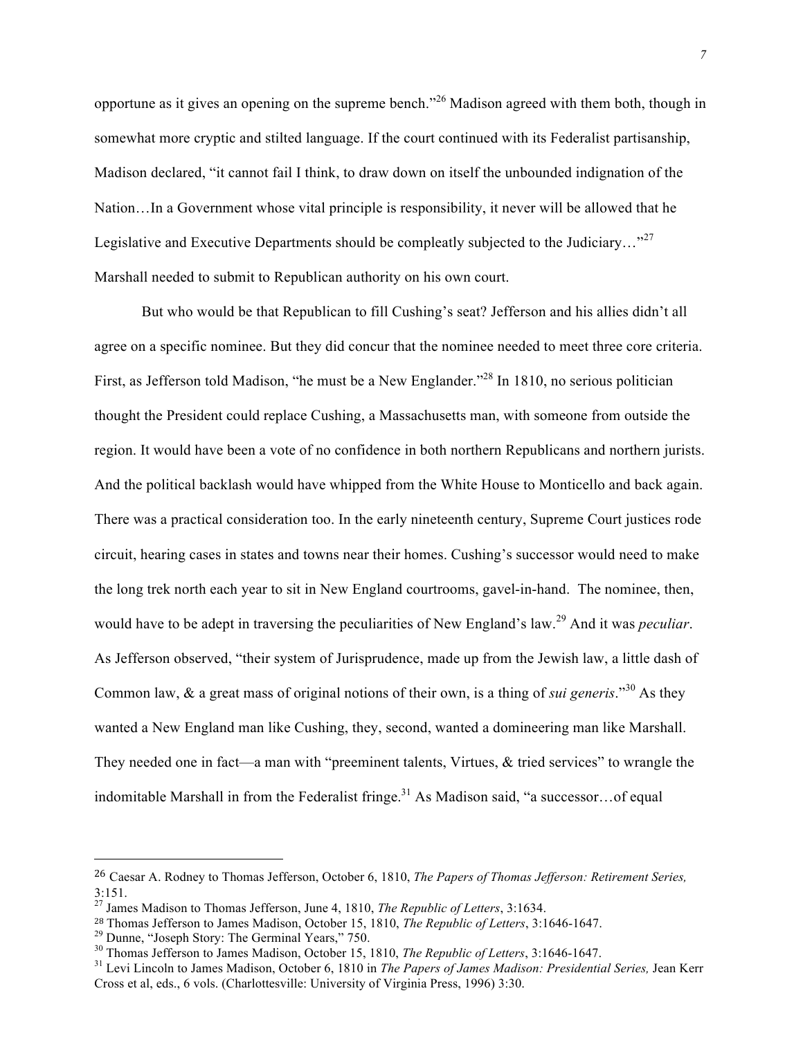opportune as it gives an opening on the supreme bench."[26] Madison agreed with them both, though in somewhat more cryptic and stilted language. If the court continued with its Federalist partisanship, Madison declared, "it cannot fail I think, to draw down on itself the unbounded indignation of the Nation…In a Government whose vital principle is responsibility, it never will be allowed that he Legislative and Executive Departments should be compleatly subjected to the Judiciary…"[27] Marshall needed to submit to Republican authority on his own court.

But who would be that Republican to fill Cushing's seat? Jefferson and his allies didn't all agree on a specific nominee. But they did concur that the nominee needed to meet three core criteria. First, as Jefferson told Madison, "he must be a New Englander."[28] In 1810, no serious politician thought the President could replace Cushing, a Massachusetts man, with someone from outside the region. It would have been a vote of no confidence in both northern Republicans and northern jurists. And the political backlash would have whipped from the White House to Monticello and back again. There was a practical consideration too. In the early nineteenth century, Supreme Court justices rode circuit, hearing cases in states and towns near their homes. Cushing's successor would need to make the long trek north each year to sit in New England courtrooms, gavel-in-hand. The nominee, then, would have to be adept in traversing the peculiarities of New England's law.[29] And it was *peculiar*. As Jefferson observed, "their system of Jurisprudence, made up from the Jewish law, a little dash of Common law, & a great mass of original notions of their own, is a thing of *sui generis*."[30] As they wanted a New England man like Cushing, they, second, wanted a domineering man like Marshall. They needed one in fact—a man with "preeminent talents, Virtues, & tried services" to wrangle the indomitable Marshall in from the Federalist fringe.[31] As Madison said, "a successor…of equal

---

[26] Caesar A. Rodney to Thomas Jefferson, October 6, 1810, *The Papers of Thomas Jefferson: Retirement Series,* 3:151.

[27] James Madison to Thomas Jefferson, June 4, 1810, *The Republic of Letters*, 3:1634.

[28] Thomas Jefferson to James Madison, October 15, 1810, *The Republic of Letters*, 3:1646-1647.

[29] Dunne, "Joseph Story: The Germinal Years," 750.

[30] Thomas Jefferson to James Madison, October 15, 1810, *The Republic of Letters*, 3:1646-1647.

[31] Levi Lincoln to James Madison, October 6, 1810 in *The Papers of James Madison: Presidential Series,* Jean Kerr Cross et al, eds., 6 vols. (Charlottesville: University of Virginia Press, 1996) 3:30.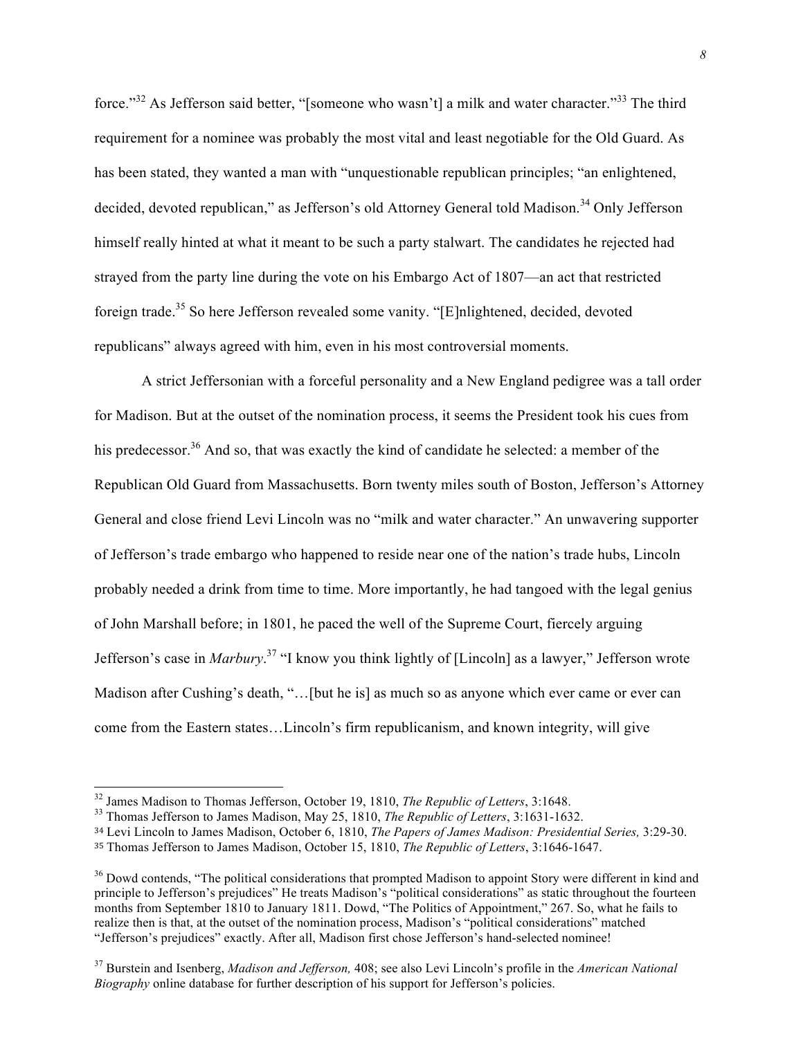force."[32] As Jefferson said better, "[someone who wasn't] a milk and water character."[33] The third requirement for a nominee was probably the most vital and least negotiable for the Old Guard. As has been stated, they wanted a man with "unquestionable republican principles; "an enlightened, decided, devoted republican," as Jefferson's old Attorney General told Madison.[34] Only Jefferson himself really hinted at what it meant to be such a party stalwart. The candidates he rejected had strayed from the party line during the vote on his Embargo Act of 1807—an act that restricted foreign trade.[35] So here Jefferson revealed some vanity. "[E]nlightened, decided, devoted republicans" always agreed with him, even in his most controversial moments.

A strict Jeffersonian with a forceful personality and a New England pedigree was a tall order for Madison. But at the outset of the nomination process, it seems the President took his cues from his predecessor.[36] And so, that was exactly the kind of candidate he selected: a member of the Republican Old Guard from Massachusetts. Born twenty miles south of Boston, Jefferson's Attorney General and close friend Levi Lincoln was no "milk and water character." An unwavering supporter of Jefferson's trade embargo who happened to reside near one of the nation's trade hubs, Lincoln probably needed a drink from time to time. More importantly, he had tangoed with the legal genius of John Marshall before; in 1801, he paced the well of the Supreme Court, fiercely arguing Jefferson's case in *Marbury*.[37] "I know you think lightly of [Lincoln] as a lawyer," Jefferson wrote Madison after Cushing's death, "…[but he is] as much so as anyone which ever came or ever can come from the Eastern states…Lincoln's firm republicanism, and known integrity, will give

---

[32] James Madison to Thomas Jefferson, October 19, 1810, *The Republic of Letters*, 3:1648.

[33] Thomas Jefferson to James Madison, May 25, 1810, *The Republic of Letters*, 3:1631-1632.

[34] Levi Lincoln to James Madison, October 6, 1810, *The Papers of James Madison: Presidential Series,* 3:29-30.

[35] Thomas Jefferson to James Madison, October 15, 1810, *The Republic of Letters*, 3:1646-1647.

[36] Dowd contends, "The political considerations that prompted Madison to appoint Story were different in kind and principle to Jefferson's prejudices" He treats Madison's "political considerations" as static throughout the fourteen months from September 1810 to January 1811. Dowd, "The Politics of Appointment," 267. So, what he fails to realize then is that, at the outset of the nomination process, Madison's "political considerations" matched "Jefferson's prejudices" exactly. After all, Madison first chose Jefferson's hand-selected nominee!

[37] Burstein and Isenberg, *Madison and Jefferson,* 408; see also Levi Lincoln's profile in the *American National Biography* online database for further description of his support for Jefferson's policies.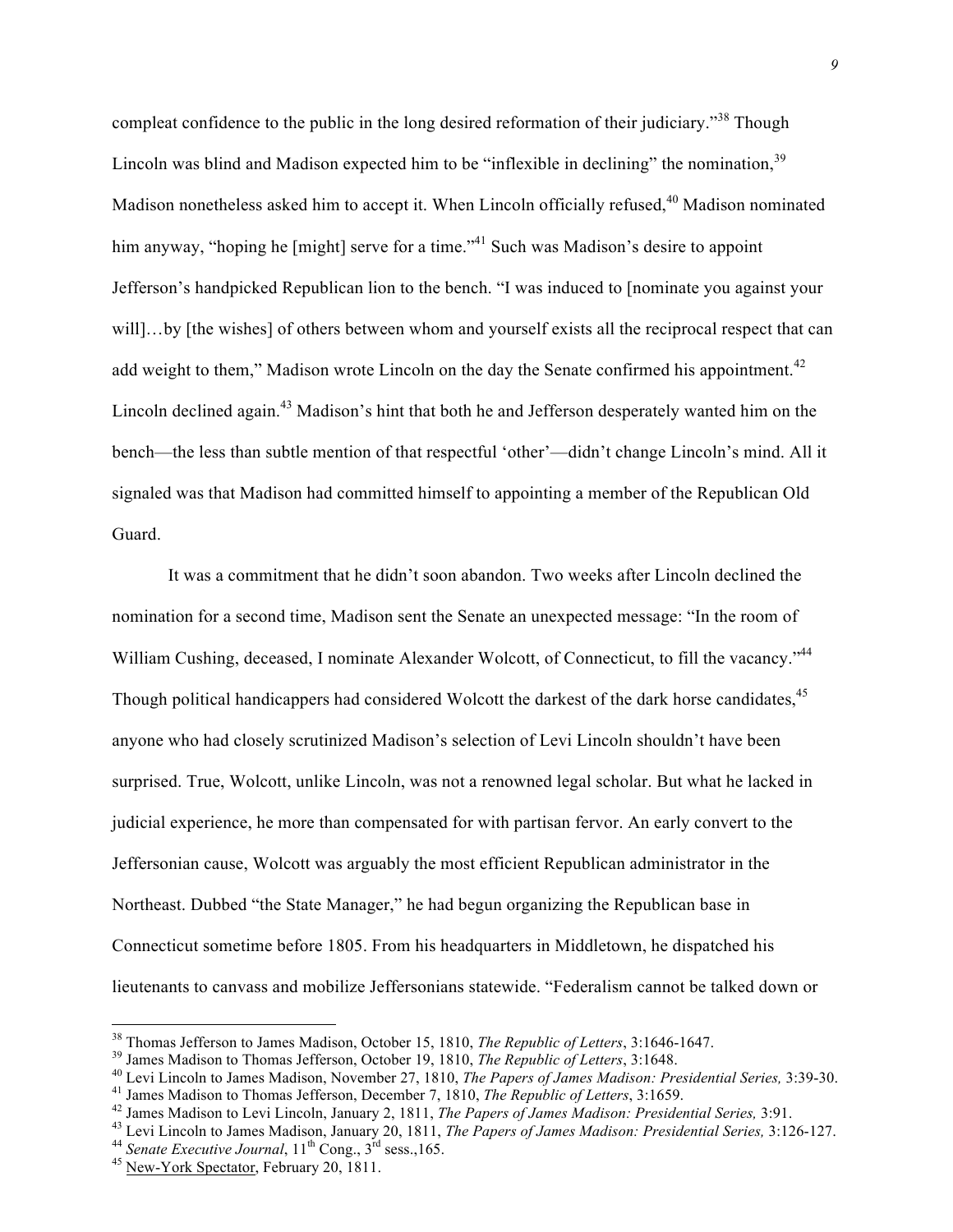compleat confidence to the public in the long desired reformation of their judiciary."[38] Though Lincoln was blind and Madison expected him to be "inflexible in declining" the nomination,[39] Madison nonetheless asked him to accept it. When Lincoln officially refused,[40] Madison nominated him anyway, "hoping he [might] serve for a time."[41] Such was Madison's desire to appoint Jefferson's handpicked Republican lion to the bench. "I was induced to [nominate you against your will]…by [the wishes] of others between whom and yourself exists all the reciprocal respect that can add weight to them," Madison wrote Lincoln on the day the Senate confirmed his appointment.[42] Lincoln declined again.[43] Madison's hint that both he and Jefferson desperately wanted him on the bench—the less than subtle mention of that respectful 'other'—didn't change Lincoln's mind. All it signaled was that Madison had committed himself to appointing a member of the Republican Old Guard.

It was a commitment that he didn't soon abandon. Two weeks after Lincoln declined the nomination for a second time, Madison sent the Senate an unexpected message: "In the room of William Cushing, deceased, I nominate Alexander Wolcott, of Connecticut, to fill the vacancy."[44] Though political handicappers had considered Wolcott the darkest of the dark horse candidates,[45] anyone who had closely scrutinized Madison's selection of Levi Lincoln shouldn't have been surprised. True, Wolcott, unlike Lincoln, was not a renowned legal scholar. But what he lacked in judicial experience, he more than compensated for with partisan fervor. An early convert to the Jeffersonian cause, Wolcott was arguably the most efficient Republican administrator in the Northeast. Dubbed "the State Manager," he had begun organizing the Republican base in Connecticut sometime before 1805. From his headquarters in Middletown, he dispatched his lieutenants to canvass and mobilize Jeffersonians statewide. "Federalism cannot be talked down or

---

[38] Thomas Jefferson to James Madison, October 15, 1810, *The Republic of Letters*, 3:1646-1647.
[39] James Madison to Thomas Jefferson, October 19, 1810, *The Republic of Letters*, 3:1648.
[40] Levi Lincoln to James Madison, November 27, 1810, *The Papers of James Madison: Presidential Series,* 3:39-30.
[41] James Madison to Thomas Jefferson, December 7, 1810, *The Republic of Letters*, 3:1659.
[42] James Madison to Levi Lincoln, January 2, 1811, *The Papers of James Madison: Presidential Series,* 3:91.
[43] Levi Lincoln to James Madison, January 20, 1811, *The Papers of James Madison: Presidential Series,* 3:126-127.
[44] *Senate Executive Journal*, 11th Cong., 3rd sess.,165.
[45] New-York Spectator, February 20, 1811.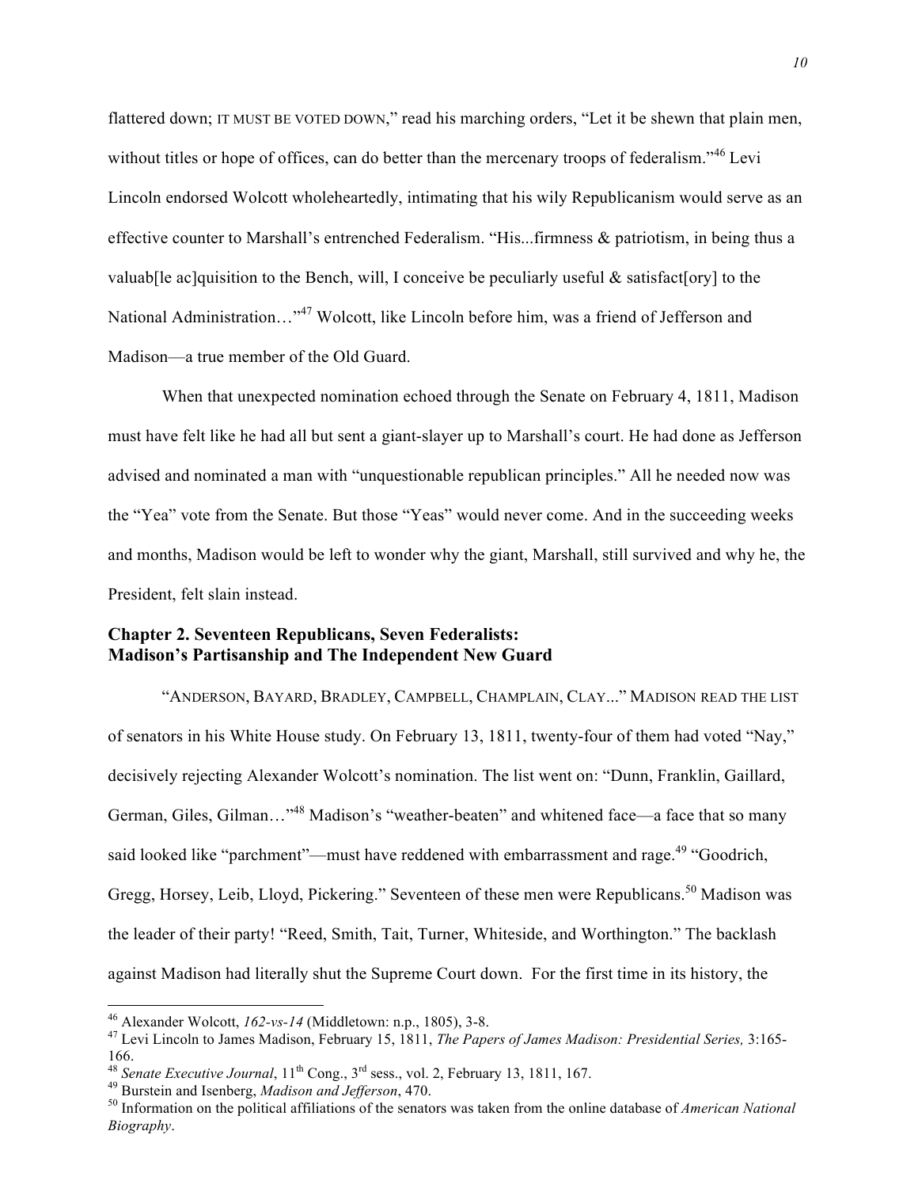flattered down; IT MUST BE VOTED DOWN," read his marching orders, "Let it be shewn that plain men, without titles or hope of offices, can do better than the mercenary troops of federalism."[46] Levi Lincoln endorsed Wolcott wholeheartedly, intimating that his wily Republicanism would serve as an effective counter to Marshall's entrenched Federalism. "His...firmness & patriotism, in being thus a valuab[le ac]quisition to the Bench, will, I conceive be peculiarly useful & satisfact[ory] to the National Administration…"[47] Wolcott, like Lincoln before him, was a friend of Jefferson and Madison—a true member of the Old Guard.

When that unexpected nomination echoed through the Senate on February 4, 1811, Madison must have felt like he had all but sent a giant-slayer up to Marshall's court. He had done as Jefferson advised and nominated a man with "unquestionable republican principles." All he needed now was the "Yea" vote from the Senate. But those "Yeas" would never come. And in the succeeding weeks and months, Madison would be left to wonder why the giant, Marshall, still survived and why he, the President, felt slain instead.

## Chapter 2. Seventeen Republicans, Seven Federalists: Madison's Partisanship and The Independent New Guard

"ANDERSON, BAYARD, BRADLEY, CAMPBELL, CHAMPLAIN, CLAY..." MADISON READ THE LIST of senators in his White House study. On February 13, 1811, twenty-four of them had voted "Nay," decisively rejecting Alexander Wolcott's nomination. The list went on: "Dunn, Franklin, Gaillard, German, Giles, Gilman…"[48] Madison's "weather-beaten" and whitened face—a face that so many said looked like "parchment"—must have reddened with embarrassment and rage.[49] "Goodrich, Gregg, Horsey, Leib, Lloyd, Pickering." Seventeen of these men were Republicans.[50] Madison was the leader of their party! "Reed, Smith, Tait, Turner, Whiteside, and Worthington." The backlash against Madison had literally shut the Supreme Court down. For the first time in its history, the

---

[46] Alexander Wolcott, *162-vs-14* (Middletown: n.p., 1805), 3-8.

[47] Levi Lincoln to James Madison, February 15, 1811, *The Papers of James Madison: Presidential Series,* 3:165-166.

[48] *Senate Executive Journal*, 11th Cong., 3rd sess., vol. 2, February 13, 1811, 167.

[49] Burstein and Isenberg, *Madison and Jefferson*, 470.

[50] Information on the political affiliations of the senators was taken from the online database of *American National Biography*.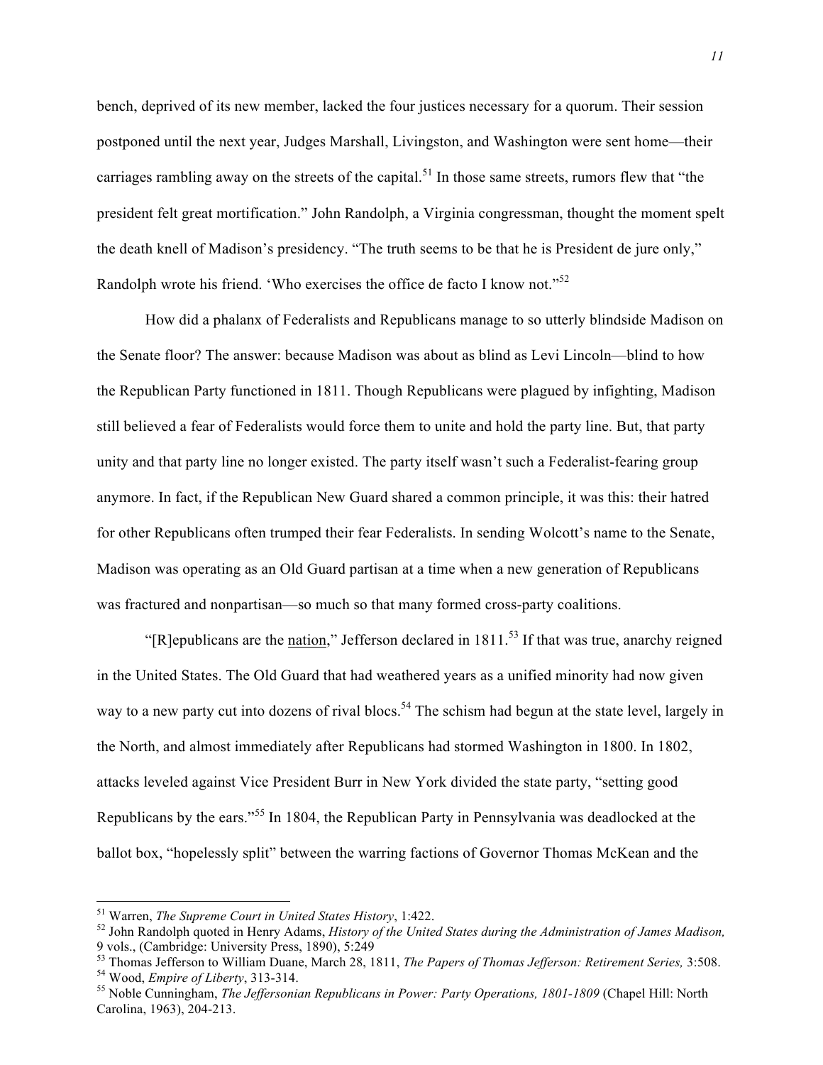bench, deprived of its new member, lacked the four justices necessary for a quorum. Their session postponed until the next year, Judges Marshall, Livingston, and Washington were sent home—their carriages rambling away on the streets of the capital.[51] In those same streets, rumors flew that "the president felt great mortification." John Randolph, a Virginia congressman, thought the moment spelt the death knell of Madison's presidency. "The truth seems to be that he is President de jure only," Randolph wrote his friend. 'Who exercises the office de facto I know not."[52]

How did a phalanx of Federalists and Republicans manage to so utterly blindside Madison on the Senate floor? The answer: because Madison was about as blind as Levi Lincoln—blind to how the Republican Party functioned in 1811. Though Republicans were plagued by infighting, Madison still believed a fear of Federalists would force them to unite and hold the party line. But, that party unity and that party line no longer existed. The party itself wasn't such a Federalist-fearing group anymore. In fact, if the Republican New Guard shared a common principle, it was this: their hatred for other Republicans often trumped their fear Federalists. In sending Wolcott's name to the Senate, Madison was operating as an Old Guard partisan at a time when a new generation of Republicans was fractured and nonpartisan—so much so that many formed cross-party coalitions.

"[R]epublicans are the <u>nation</u>," Jefferson declared in 1811.[53] If that was true, anarchy reigned in the United States. The Old Guard that had weathered years as a unified minority had now given way to a new party cut into dozens of rival blocs.[54] The schism had begun at the state level, largely in the North, and almost immediately after Republicans had stormed Washington in 1800. In 1802, attacks leveled against Vice President Burr in New York divided the state party, "setting good Republicans by the ears."[55] In 1804, the Republican Party in Pennsylvania was deadlocked at the ballot box, "hopelessly split" between the warring factions of Governor Thomas McKean and the

---

[51] Warren, *The Supreme Court in United States History*, 1:422.

[52] John Randolph quoted in Henry Adams, *History of the United States during the Administration of James Madison,* 9 vols., (Cambridge: University Press, 1890), 5:249

[53] Thomas Jefferson to William Duane, March 28, 1811, *The Papers of Thomas Jefferson: Retirement Series,* 3:508.

[54] Wood, *Empire of Liberty*, 313-314.

[55] Noble Cunningham, *The Jeffersonian Republicans in Power: Party Operations, 1801-1809* (Chapel Hill: North Carolina, 1963), 204-213.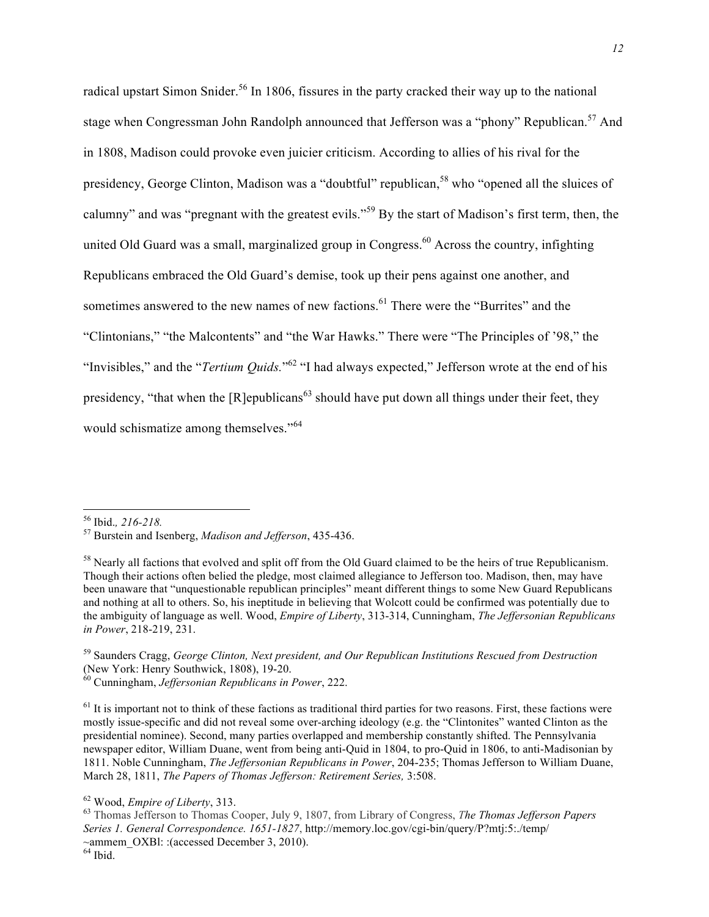radical upstart Simon Snider.[56] In 1806, fissures in the party cracked their way up to the national stage when Congressman John Randolph announced that Jefferson was a "phony" Republican.[57] And in 1808, Madison could provoke even juicier criticism. According to allies of his rival for the presidency, George Clinton, Madison was a "doubtful" republican,[58] who "opened all the sluices of calumny" and was "pregnant with the greatest evils."[59] By the start of Madison's first term, then, the united Old Guard was a small, marginalized group in Congress.[60] Across the country, infighting Republicans embraced the Old Guard's demise, took up their pens against one another, and sometimes answered to the new names of new factions.[61] There were the "Burrites" and the "Clintonians," "the Malcontents" and "the War Hawks." There were "The Principles of '98," the "Invisibles," and the "*Tertium Quids.*"[62] "I had always expected," Jefferson wrote at the end of his presidency, "that when the [R]epublicans[63] should have put down all things under their feet, they would schismatize among themselves."[64]

---

[56] Ibid*., 216-218.*

[57] Burstein and Isenberg, *Madison and Jefferson*, 435-436.

[58] Nearly all factions that evolved and split off from the Old Guard claimed to be the heirs of true Republicanism. Though their actions often belied the pledge, most claimed allegiance to Jefferson too. Madison, then, may have been unaware that "unquestionable republican principles" meant different things to some New Guard Republicans and nothing at all to others. So, his ineptitude in believing that Wolcott could be confirmed was potentially due to the ambiguity of language as well. Wood, *Empire of Liberty*, 313-314, Cunningham, *The Jeffersonian Republicans in Power*, 218-219, 231.

[59] Saunders Cragg, *George Clinton, Next president, and Our Republican Institutions Rescued from Destruction* (New York: Henry Southwick, 1808), 19-20.

[60] Cunningham, *Jeffersonian Republicans in Power*, 222.

[61] It is important not to think of these factions as traditional third parties for two reasons. First, these factions were mostly issue-specific and did not reveal some over-arching ideology (e.g. the "Clintonites" wanted Clinton as the presidential nominee). Second, many parties overlapped and membership constantly shifted. The Pennsylvania newspaper editor, William Duane, went from being anti-Quid in 1804, to pro-Quid in 1806, to anti-Madisonian by 1811. Noble Cunningham, *The Jeffersonian Republicans in Power*, 204-235; Thomas Jefferson to William Duane, March 28, 1811, *The Papers of Thomas Jefferson: Retirement Series,* 3:508.

[62] Wood, *Empire of Liberty*, 313.

[63] Thomas Jefferson to Thomas Cooper, July 9, 1807, from Library of Congress, *The Thomas Jefferson Papers Series 1. General Correspondence. 1651-1827*, http://memory.loc.gov/cgi-bin/query/P?mtj:5:./temp/~ammem_OXBl: :(accessed December 3, 2010).

[64] Ibid.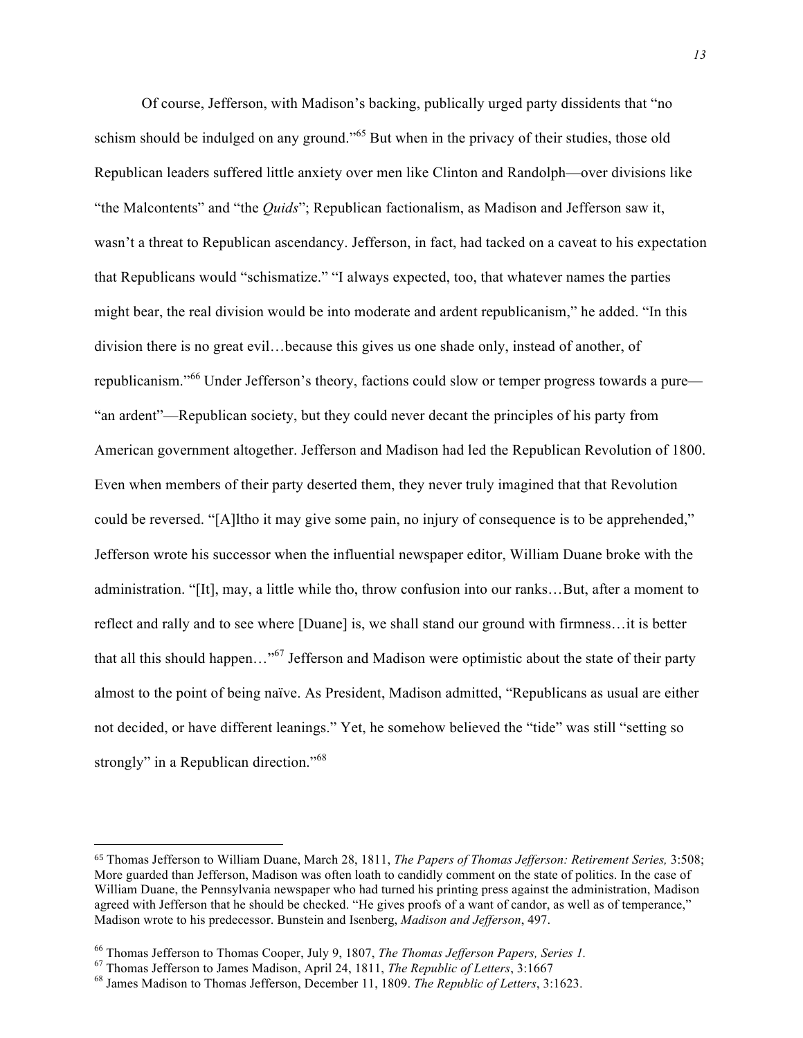Of course, Jefferson, with Madison's backing, publically urged party dissidents that "no schism should be indulged on any ground."[65] But when in the privacy of their studies, those old Republican leaders suffered little anxiety over men like Clinton and Randolph—over divisions like "the Malcontents" and "the *Quids*"; Republican factionalism, as Madison and Jefferson saw it, wasn't a threat to Republican ascendancy. Jefferson, in fact, had tacked on a caveat to his expectation that Republicans would "schismatize." "I always expected, too, that whatever names the parties might bear, the real division would be into moderate and ardent republicanism," he added. "In this division there is no great evil…because this gives us one shade only, instead of another, of republicanism."[66] Under Jefferson's theory, factions could slow or temper progress towards a pure—"an ardent"—Republican society, but they could never decant the principles of his party from American government altogether. Jefferson and Madison had led the Republican Revolution of 1800. Even when members of their party deserted them, they never truly imagined that that Revolution could be reversed. "[A]ltho it may give some pain, no injury of consequence is to be apprehended," Jefferson wrote his successor when the influential newspaper editor, William Duane broke with the administration. "[It], may, a little while tho, throw confusion into our ranks…But, after a moment to reflect and rally and to see where [Duane] is, we shall stand our ground with firmness…it is better that all this should happen…"[67] Jefferson and Madison were optimistic about the state of their party almost to the point of being naïve. As President, Madison admitted, "Republicans as usual are either not decided, or have different leanings." Yet, he somehow believed the "tide" was still "setting so strongly" in a Republican direction."[68]

---

[65] Thomas Jefferson to William Duane, March 28, 1811, *The Papers of Thomas Jefferson: Retirement Series,* 3:508; More guarded than Jefferson, Madison was often loath to candidly comment on the state of politics. In the case of William Duane, the Pennsylvania newspaper who had turned his printing press against the administration, Madison agreed with Jefferson that he should be checked. "He gives proofs of a want of candor, as well as of temperance," Madison wrote to his predecessor. Bunstein and Isenberg, *Madison and Jefferson*, 497.

[66] Thomas Jefferson to Thomas Cooper, July 9, 1807, *The Thomas Jefferson Papers, Series 1.*

[67] Thomas Jefferson to James Madison, April 24, 1811, *The Republic of Letters*, 3:1667

[68] James Madison to Thomas Jefferson, December 11, 1809. *The Republic of Letters*, 3:1623.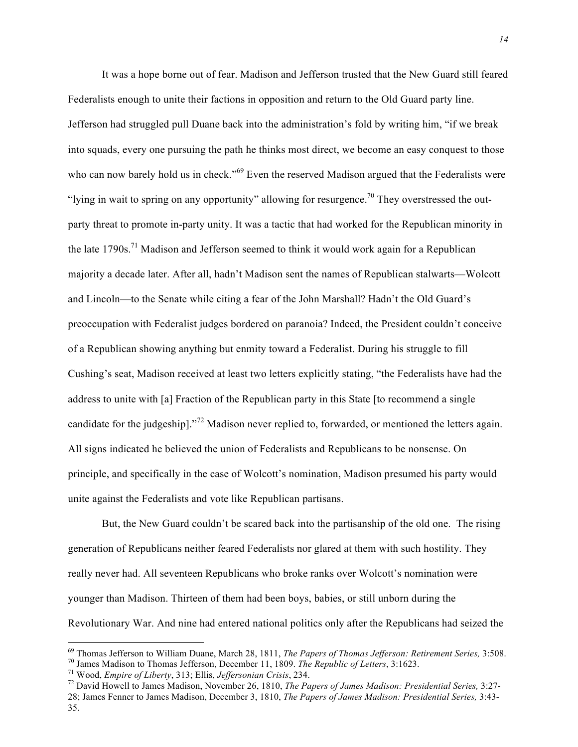It was a hope borne out of fear. Madison and Jefferson trusted that the New Guard still feared Federalists enough to unite their factions in opposition and return to the Old Guard party line. Jefferson had struggled pull Duane back into the administration's fold by writing him, "if we break into squads, every one pursuing the path he thinks most direct, we become an easy conquest to those who can now barely hold us in check."[69] Even the reserved Madison argued that the Federalists were "lying in wait to spring on any opportunity" allowing for resurgence.[70] They overstressed the out-party threat to promote in-party unity. It was a tactic that had worked for the Republican minority in the late 1790s.[71] Madison and Jefferson seemed to think it would work again for a Republican majority a decade later. After all, hadn't Madison sent the names of Republican stalwarts—Wolcott and Lincoln—to the Senate while citing a fear of the John Marshall? Hadn't the Old Guard's preoccupation with Federalist judges bordered on paranoia? Indeed, the President couldn't conceive of a Republican showing anything but enmity toward a Federalist. During his struggle to fill Cushing's seat, Madison received at least two letters explicitly stating, "the Federalists have had the address to unite with [a] Fraction of the Republican party in this State [to recommend a single candidate for the judgeship]."[72] Madison never replied to, forwarded, or mentioned the letters again. All signs indicated he believed the union of Federalists and Republicans to be nonsense. On principle, and specifically in the case of Wolcott's nomination, Madison presumed his party would unite against the Federalists and vote like Republican partisans.

But, the New Guard couldn't be scared back into the partisanship of the old one. The rising generation of Republicans neither feared Federalists nor glared at them with such hostility. They really never had. All seventeen Republicans who broke ranks over Wolcott's nomination were younger than Madison. Thirteen of them had been boys, babies, or still unborn during the Revolutionary War. And nine had entered national politics only after the Republicans had seized the

---

[69] Thomas Jefferson to William Duane, March 28, 1811, *The Papers of Thomas Jefferson: Retirement Series,* 3:508.

[70] James Madison to Thomas Jefferson, December 11, 1809. *The Republic of Letters*, 3:1623.

[71] Wood, *Empire of Liberty*, 313; Ellis, *Jeffersonian Crisis*, 234.

[72] David Howell to James Madison, November 26, 1810, *The Papers of James Madison: Presidential Series,* 3:27-28; James Fenner to James Madison, December 3, 1810, *The Papers of James Madison: Presidential Series,* 3:43-35.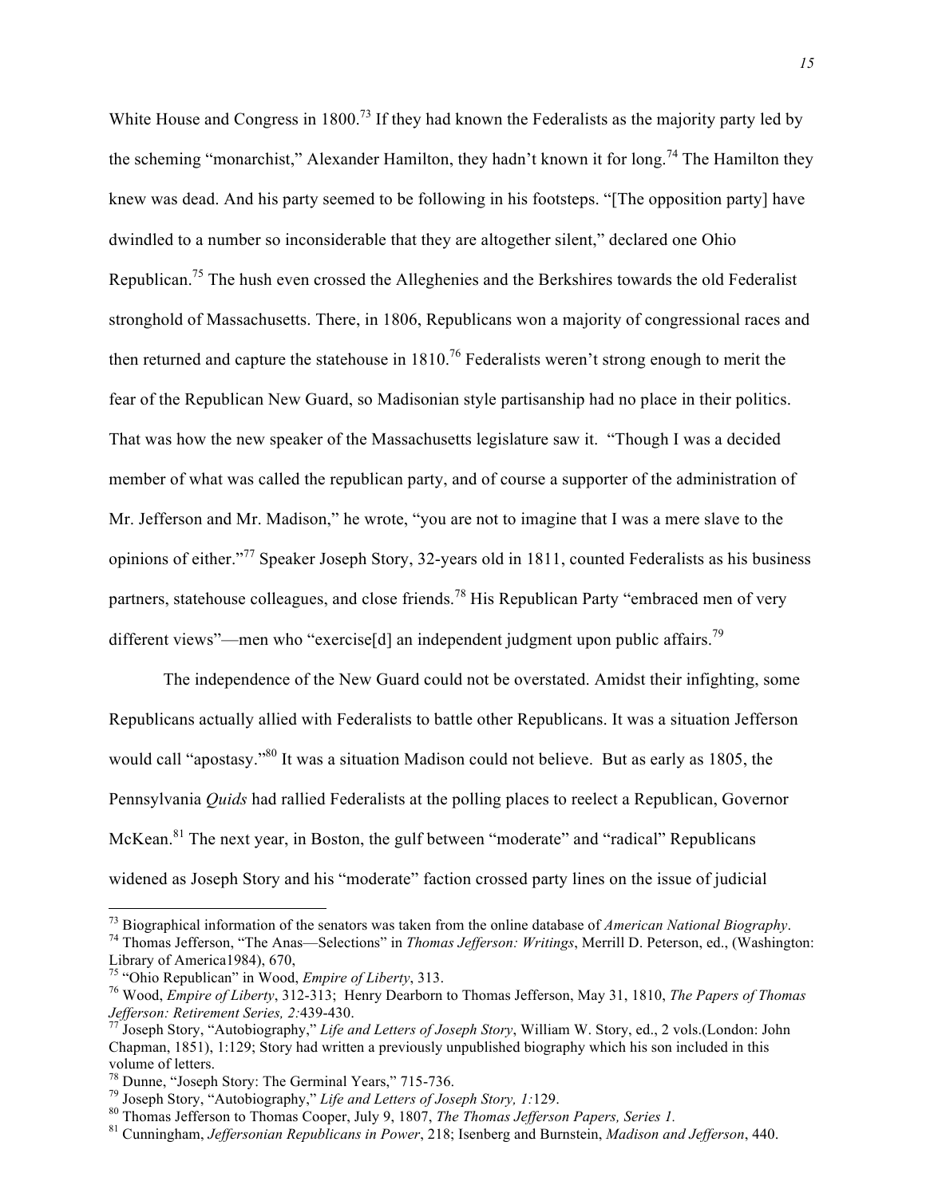White House and Congress in 1800.[73] If they had known the Federalists as the majority party led by the scheming "monarchist," Alexander Hamilton, they hadn't known it for long.[74] The Hamilton they knew was dead. And his party seemed to be following in his footsteps. "[The opposition party] have dwindled to a number so inconsiderable that they are altogether silent," declared one Ohio Republican.[75] The hush even crossed the Alleghenies and the Berkshires towards the old Federalist stronghold of Massachusetts. There, in 1806, Republicans won a majority of congressional races and then returned and capture the statehouse in 1810.[76] Federalists weren't strong enough to merit the fear of the Republican New Guard, so Madisonian style partisanship had no place in their politics. That was how the new speaker of the Massachusetts legislature saw it. "Though I was a decided member of what was called the republican party, and of course a supporter of the administration of Mr. Jefferson and Mr. Madison," he wrote, "you are not to imagine that I was a mere slave to the opinions of either."[77] Speaker Joseph Story, 32-years old in 1811, counted Federalists as his business partners, statehouse colleagues, and close friends.[78] His Republican Party "embraced men of very different views"—men who "exercise[d] an independent judgment upon public affairs.[79]

The independence of the New Guard could not be overstated. Amidst their infighting, some Republicans actually allied with Federalists to battle other Republicans. It was a situation Jefferson would call "apostasy."[80] It was a situation Madison could not believe. But as early as 1805, the Pennsylvania *Quids* had rallied Federalists at the polling places to reelect a Republican, Governor McKean.[81] The next year, in Boston, the gulf between "moderate" and "radical" Republicans widened as Joseph Story and his "moderate" faction crossed party lines on the issue of judicial

---

[73] Biographical information of the senators was taken from the online database of *American National Biography*.

[74] Thomas Jefferson, "The Anas—Selections" in *Thomas Jefferson: Writings*, Merrill D. Peterson, ed., (Washington: Library of America1984), 670,

[75] "Ohio Republican" in Wood, *Empire of Liberty*, 313.

[76] Wood, *Empire of Liberty*, 312-313; Henry Dearborn to Thomas Jefferson, May 31, 1810, *The Papers of Thomas Jefferson: Retirement Series, 2:*439-430.

[77] Joseph Story, "Autobiography," *Life and Letters of Joseph Story*, William W. Story, ed., 2 vols.(London: John Chapman, 1851), 1:129; Story had written a previously unpublished biography which his son included in this volume of letters.

[78] Dunne, "Joseph Story: The Germinal Years," 715-736.

[79] Joseph Story, "Autobiography," *Life and Letters of Joseph Story, 1:*129.

[80] Thomas Jefferson to Thomas Cooper, July 9, 1807, *The Thomas Jefferson Papers, Series 1.*

[81] Cunningham, *Jeffersonian Republicans in Power*, 218; Isenberg and Burnstein, *Madison and Jefferson*, 440.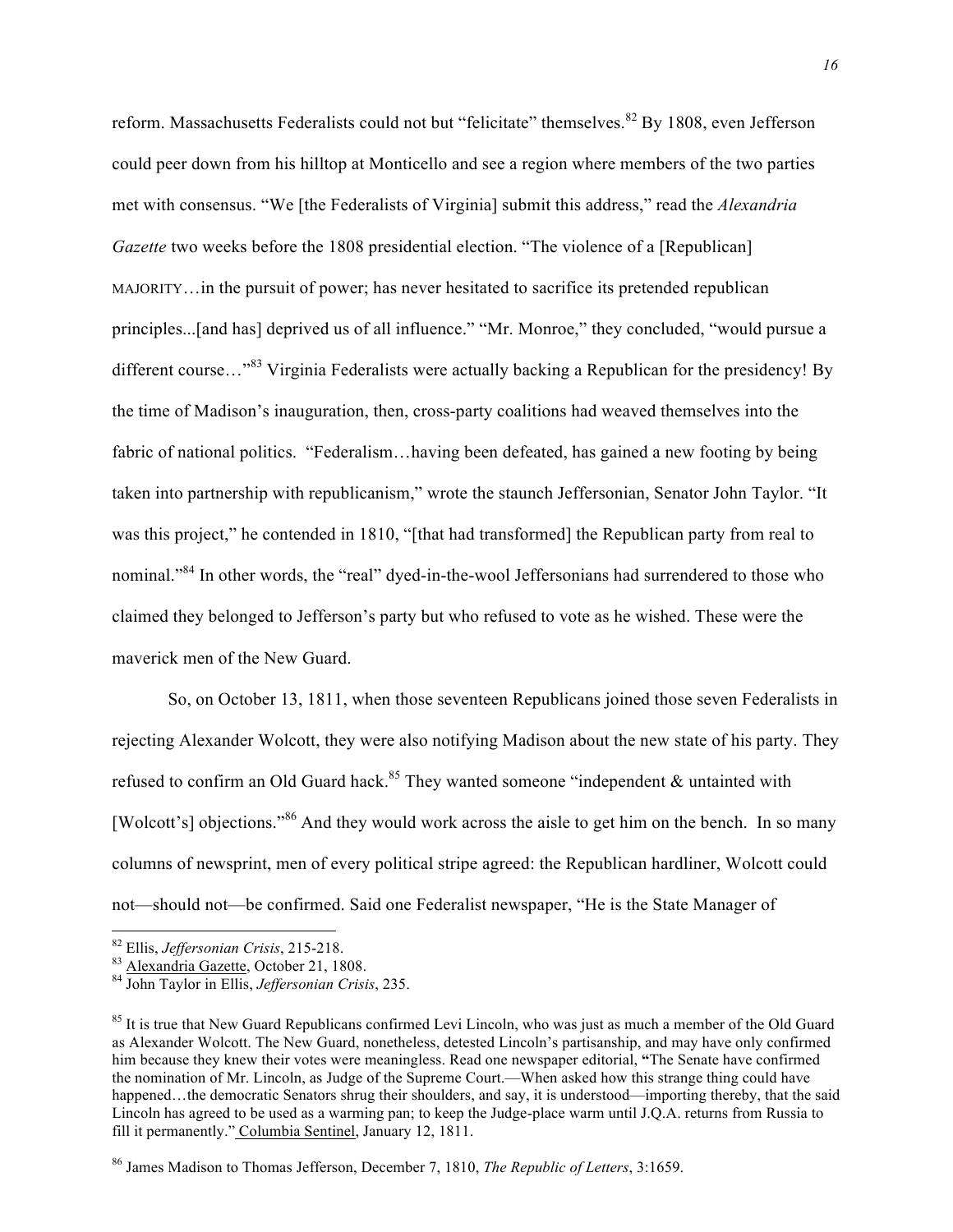reform. Massachusetts Federalists could not but "felicitate" themselves.[82] By 1808, even Jefferson could peer down from his hilltop at Monticello and see a region where members of the two parties met with consensus. "We [the Federalists of Virginia] submit this address," read the *Alexandria Gazette* two weeks before the 1808 presidential election. "The violence of a [Republican] MAJORITY…in the pursuit of power; has never hesitated to sacrifice its pretended republican principles...[and has] deprived us of all influence." "Mr. Monroe," they concluded, "would pursue a different course…"[83] Virginia Federalists were actually backing a Republican for the presidency! By the time of Madison's inauguration, then, cross-party coalitions had weaved themselves into the fabric of national politics. "Federalism…having been defeated, has gained a new footing by being taken into partnership with republicanism," wrote the staunch Jeffersonian, Senator John Taylor. "It was this project," he contended in 1810, "[that had transformed] the Republican party from real to nominal."[84] In other words, the "real" dyed-in-the-wool Jeffersonians had surrendered to those who claimed they belonged to Jefferson's party but who refused to vote as he wished. These were the maverick men of the New Guard.

So, on October 13, 1811, when those seventeen Republicans joined those seven Federalists in rejecting Alexander Wolcott, they were also notifying Madison about the new state of his party. They refused to confirm an Old Guard hack.[85] They wanted someone "independent & untainted with [Wolcott's] objections."[86] And they would work across the aisle to get him on the bench. In so many columns of newsprint, men of every political stripe agreed: the Republican hardliner, Wolcott could not—should not—be confirmed. Said one Federalist newspaper, "He is the State Manager of

---

[82] Ellis, *Jeffersonian Crisis*, 215-218.

[83] Alexandria Gazette, October 21, 1808.

[84] John Taylor in Ellis, *Jeffersonian Crisis*, 235.

[85] It is true that New Guard Republicans confirmed Levi Lincoln, who was just as much a member of the Old Guard as Alexander Wolcott. The New Guard, nonetheless, detested Lincoln's partisanship, and may have only confirmed him because they knew their votes were meaningless. Read one newspaper editorial, **"**The Senate have confirmed the nomination of Mr. Lincoln, as Judge of the Supreme Court.—When asked how this strange thing could have happened…the democratic Senators shrug their shoulders, and say, it is understood—importing thereby, that the said Lincoln has agreed to be used as a warming pan; to keep the Judge-place warm until J.Q.A. returns from Russia to fill it permanently." Columbia Sentinel, January 12, 1811.

[86] James Madison to Thomas Jefferson, December 7, 1810, *The Republic of Letters*, 3:1659.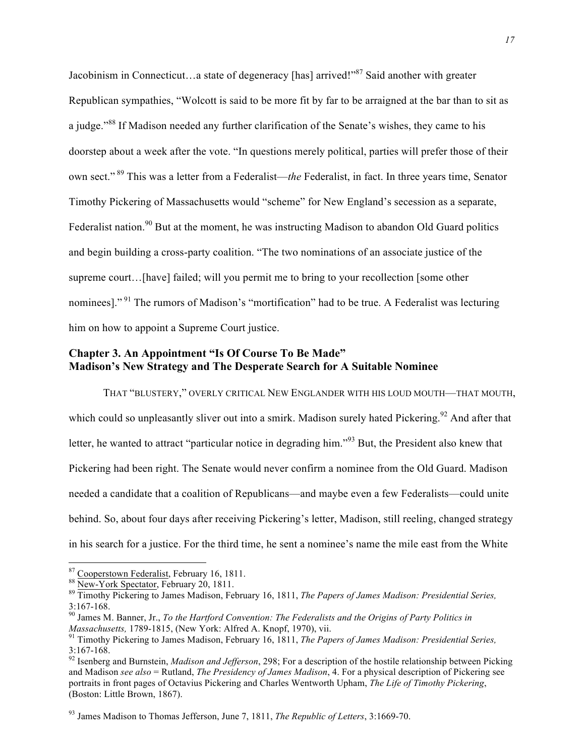Jacobinism in Connecticut…a state of degeneracy [has] arrived!"[87] Said another with greater Republican sympathies, "Wolcott is said to be more fit by far to be arraigned at the bar than to sit as a judge."[88] If Madison needed any further clarification of the Senate's wishes, they came to his doorstep about a week after the vote. "In questions merely political, parties will prefer those of their own sect." [89] This was a letter from a Federalist—*the* Federalist, in fact. In three years time, Senator Timothy Pickering of Massachusetts would "scheme" for New England's secession as a separate, Federalist nation.[90] But at the moment, he was instructing Madison to abandon Old Guard politics and begin building a cross-party coalition. "The two nominations of an associate justice of the supreme court…[have] failed; will you permit me to bring to your recollection [some other nominees]." [91] The rumors of Madison's "mortification" had to be true. A Federalist was lecturing him on how to appoint a Supreme Court justice.

## Chapter 3. An Appointment "Is Of Course To Be Made"
## Madison's New Strategy and The Desperate Search for A Suitable Nominee

THAT "BLUSTERY," OVERLY CRITICAL NEW ENGLANDER WITH HIS LOUD MOUTH—THAT MOUTH, which could so unpleasantly sliver out into a smirk. Madison surely hated Pickering.[92] And after that letter, he wanted to attract "particular notice in degrading him."[93] But, the President also knew that Pickering had been right. The Senate would never confirm a nominee from the Old Guard. Madison needed a candidate that a coalition of Republicans—and maybe even a few Federalists—could unite behind. So, about four days after receiving Pickering's letter, Madison, still reeling, changed strategy in his search for a justice. For the third time, he sent a nominee's name the mile east from the White

---

[87] Cooperstown Federalist, February 16, 1811.

[88] New-York Spectator, February 20, 1811.

[89] Timothy Pickering to James Madison, February 16, 1811, *The Papers of James Madison: Presidential Series,* 3:167-168.

[90] James M. Banner, Jr., *To the Hartford Convention: The Federalists and the Origins of Party Politics in Massachusetts,* 1789-1815, (New York: Alfred A. Knopf, 1970), vii.

[91] Timothy Pickering to James Madison, February 16, 1811, *The Papers of James Madison: Presidential Series,* 3:167-168.

[92] Isenberg and Burnstein, *Madison and Jefferson*, 298; For a description of the hostile relationship between Picking and Madison *see also* = Rutland, *The Presidency of James Madison*, 4. For a physical description of Pickering see portraits in front pages of Octavius Pickering and Charles Wentworth Upham, *The Life of Timothy Pickering*, (Boston: Little Brown, 1867).

[93] James Madison to Thomas Jefferson, June 7, 1811, *The Republic of Letters*, 3:1669-70.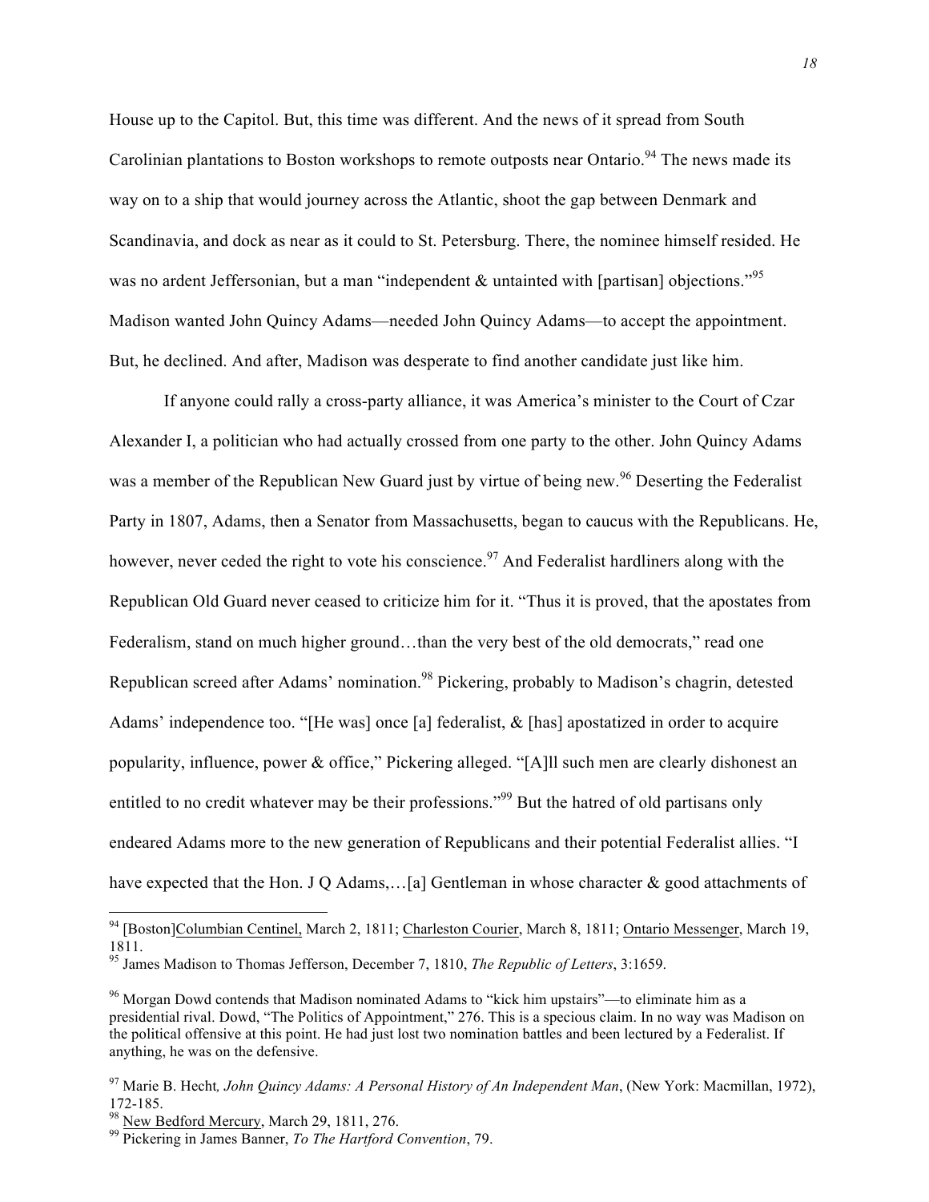House up to the Capitol. But, this time was different. And the news of it spread from South Carolinian plantations to Boston workshops to remote outposts near Ontario.[94] The news made its way on to a ship that would journey across the Atlantic, shoot the gap between Denmark and Scandinavia, and dock as near as it could to St. Petersburg. There, the nominee himself resided. He was no ardent Jeffersonian, but a man "independent & untainted with [partisan] objections."[95] Madison wanted John Quincy Adams—needed John Quincy Adams—to accept the appointment. But, he declined. And after, Madison was desperate to find another candidate just like him.

If anyone could rally a cross-party alliance, it was America's minister to the Court of Czar Alexander I, a politician who had actually crossed from one party to the other. John Quincy Adams was a member of the Republican New Guard just by virtue of being new.[96] Deserting the Federalist Party in 1807, Adams, then a Senator from Massachusetts, began to caucus with the Republicans. He, however, never ceded the right to vote his conscience.[97] And Federalist hardliners along with the Republican Old Guard never ceased to criticize him for it. "Thus it is proved, that the apostates from Federalism, stand on much higher ground…than the very best of the old democrats," read one Republican screed after Adams' nomination.[98] Pickering, probably to Madison's chagrin, detested Adams' independence too. "[He was] once [a] federalist, & [has] apostatized in order to acquire popularity, influence, power & office," Pickering alleged. "[A]ll such men are clearly dishonest an entitled to no credit whatever may be their professions."[99] But the hatred of old partisans only endeared Adams more to the new generation of Republicans and their potential Federalist allies. "I have expected that the Hon. J Q Adams,…[a] Gentleman in whose character & good attachments of

---

[94] [Boston]Columbian Centinel, March 2, 1811; Charleston Courier, March 8, 1811; Ontario Messenger, March 19, 1811.

[95] James Madison to Thomas Jefferson, December 7, 1810, *The Republic of Letters*, 3:1659.

[96] Morgan Dowd contends that Madison nominated Adams to "kick him upstairs"—to eliminate him as a presidential rival. Dowd, "The Politics of Appointment," 276. This is a specious claim. In no way was Madison on the political offensive at this point. He had just lost two nomination battles and been lectured by a Federalist. If anything, he was on the defensive.

[97] Marie B. Hecht*, John Quincy Adams: A Personal History of An Independent Man*, (New York: Macmillan, 1972), 172-185.

[98] New Bedford Mercury, March 29, 1811, 276.

[99] Pickering in James Banner, *To The Hartford Convention*, 79.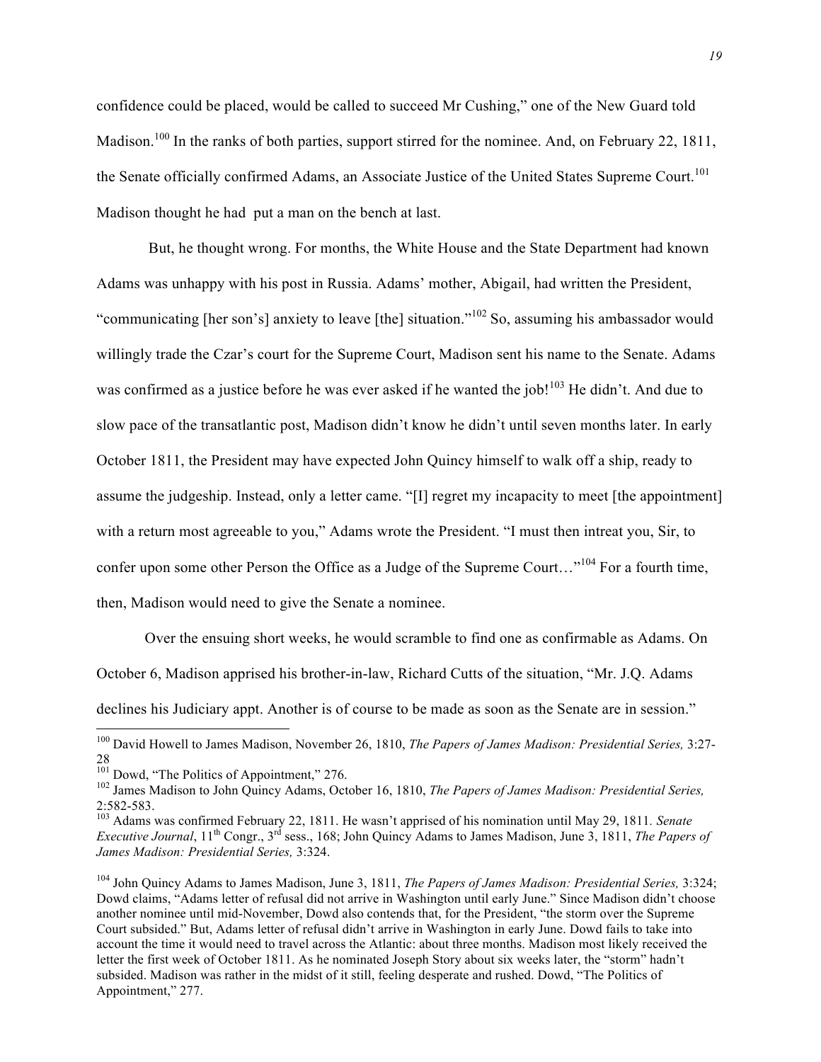confidence could be placed, would be called to succeed Mr Cushing," one of the New Guard told Madison.[100] In the ranks of both parties, support stirred for the nominee. And, on February 22, 1811, the Senate officially confirmed Adams, an Associate Justice of the United States Supreme Court.[101] Madison thought he had put a man on the bench at last.

But, he thought wrong. For months, the White House and the State Department had known Adams was unhappy with his post in Russia. Adams' mother, Abigail, had written the President, "communicating [her son's] anxiety to leave [the] situation."[102] So, assuming his ambassador would willingly trade the Czar's court for the Supreme Court, Madison sent his name to the Senate. Adams was confirmed as a justice before he was ever asked if he wanted the job![103] He didn't. And due to slow pace of the transatlantic post, Madison didn't know he didn't until seven months later. In early October 1811, the President may have expected John Quincy himself to walk off a ship, ready to assume the judgeship. Instead, only a letter came. "[I] regret my incapacity to meet [the appointment] with a return most agreeable to you," Adams wrote the President. "I must then intreat you, Sir, to confer upon some other Person the Office as a Judge of the Supreme Court…"[104] For a fourth time, then, Madison would need to give the Senate a nominee.

Over the ensuing short weeks, he would scramble to find one as confirmable as Adams. On October 6, Madison apprised his brother-in-law, Richard Cutts of the situation, "Mr. J.Q. Adams declines his Judiciary appt. Another is of course to be made as soon as the Senate are in session."

---

[100] David Howell to James Madison, November 26, 1810, *The Papers of James Madison: Presidential Series,* 3:27-28

[101] Dowd, "The Politics of Appointment," 276.

[102] James Madison to John Quincy Adams, October 16, 1810, *The Papers of James Madison: Presidential Series,* 2:582-583.

[103] Adams was confirmed February 22, 1811. He wasn't apprised of his nomination until May 29, 1811. *Senate Executive Journal*, 11th Congr., 3rd sess., 168; John Quincy Adams to James Madison, June 3, 1811, *The Papers of James Madison: Presidential Series,* 3:324.

[104] John Quincy Adams to James Madison, June 3, 1811, *The Papers of James Madison: Presidential Series,* 3:324; Dowd claims, "Adams letter of refusal did not arrive in Washington until early June." Since Madison didn't choose another nominee until mid-November, Dowd also contends that, for the President, "the storm over the Supreme Court subsided." But, Adams letter of refusal didn't arrive in Washington in early June. Dowd fails to take into account the time it would need to travel across the Atlantic: about three months. Madison most likely received the letter the first week of October 1811. As he nominated Joseph Story about six weeks later, the "storm" hadn't subsided. Madison was rather in the midst of it still, feeling desperate and rushed. Dowd, "The Politics of Appointment," 277.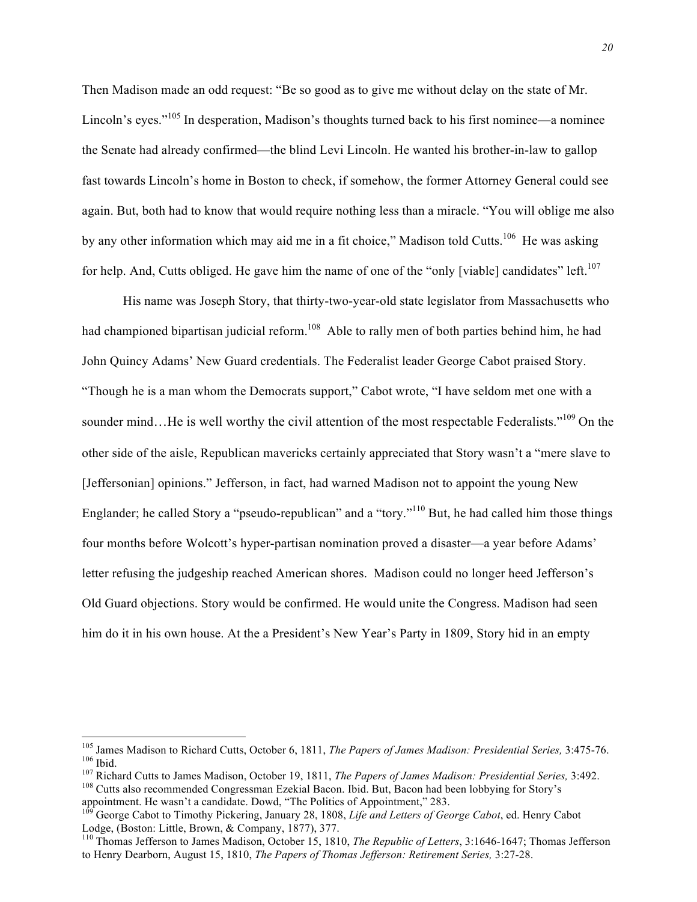Then Madison made an odd request: "Be so good as to give me without delay on the state of Mr. Lincoln's eyes."[105] In desperation, Madison's thoughts turned back to his first nominee—a nominee the Senate had already confirmed—the blind Levi Lincoln. He wanted his brother-in-law to gallop fast towards Lincoln's home in Boston to check, if somehow, the former Attorney General could see again. But, both had to know that would require nothing less than a miracle. "You will oblige me also by any other information which may aid me in a fit choice," Madison told Cutts.[106] He was asking for help. And, Cutts obliged. He gave him the name of one of the "only [viable] candidates" left.[107]

His name was Joseph Story, that thirty-two-year-old state legislator from Massachusetts who had championed bipartisan judicial reform.[108] Able to rally men of both parties behind him, he had John Quincy Adams' New Guard credentials. The Federalist leader George Cabot praised Story. "Though he is a man whom the Democrats support," Cabot wrote, "I have seldom met one with a sounder mind…He is well worthy the civil attention of the most respectable Federalists."[109] On the other side of the aisle, Republican mavericks certainly appreciated that Story wasn't a "mere slave to [Jeffersonian] opinions." Jefferson, in fact, had warned Madison not to appoint the young New Englander; he called Story a "pseudo-republican" and a "tory."[110] But, he had called him those things four months before Wolcott's hyper-partisan nomination proved a disaster—a year before Adams' letter refusing the judgeship reached American shores. Madison could no longer heed Jefferson's Old Guard objections. Story would be confirmed. He would unite the Congress. Madison had seen him do it in his own house. At the a President's New Year's Party in 1809, Story hid in an empty

---

[105] James Madison to Richard Cutts, October 6, 1811, *The Papers of James Madison: Presidential Series,* 3:475-76.
[106] Ibid.
[107] Richard Cutts to James Madison, October 19, 1811, *The Papers of James Madison: Presidential Series,* 3:492.
[108] Cutts also recommended Congressman Ezekial Bacon. Ibid. But, Bacon had been lobbying for Story's appointment. He wasn't a candidate. Dowd, "The Politics of Appointment," 283.
[109] George Cabot to Timothy Pickering, January 28, 1808, *Life and Letters of George Cabot*, ed. Henry Cabot Lodge, (Boston: Little, Brown, & Company, 1877), 377.
[110] Thomas Jefferson to James Madison, October 15, 1810, *The Republic of Letters*, 3:1646-1647; Thomas Jefferson to Henry Dearborn, August 15, 1810, *The Papers of Thomas Jefferson: Retirement Series,* 3:27-28.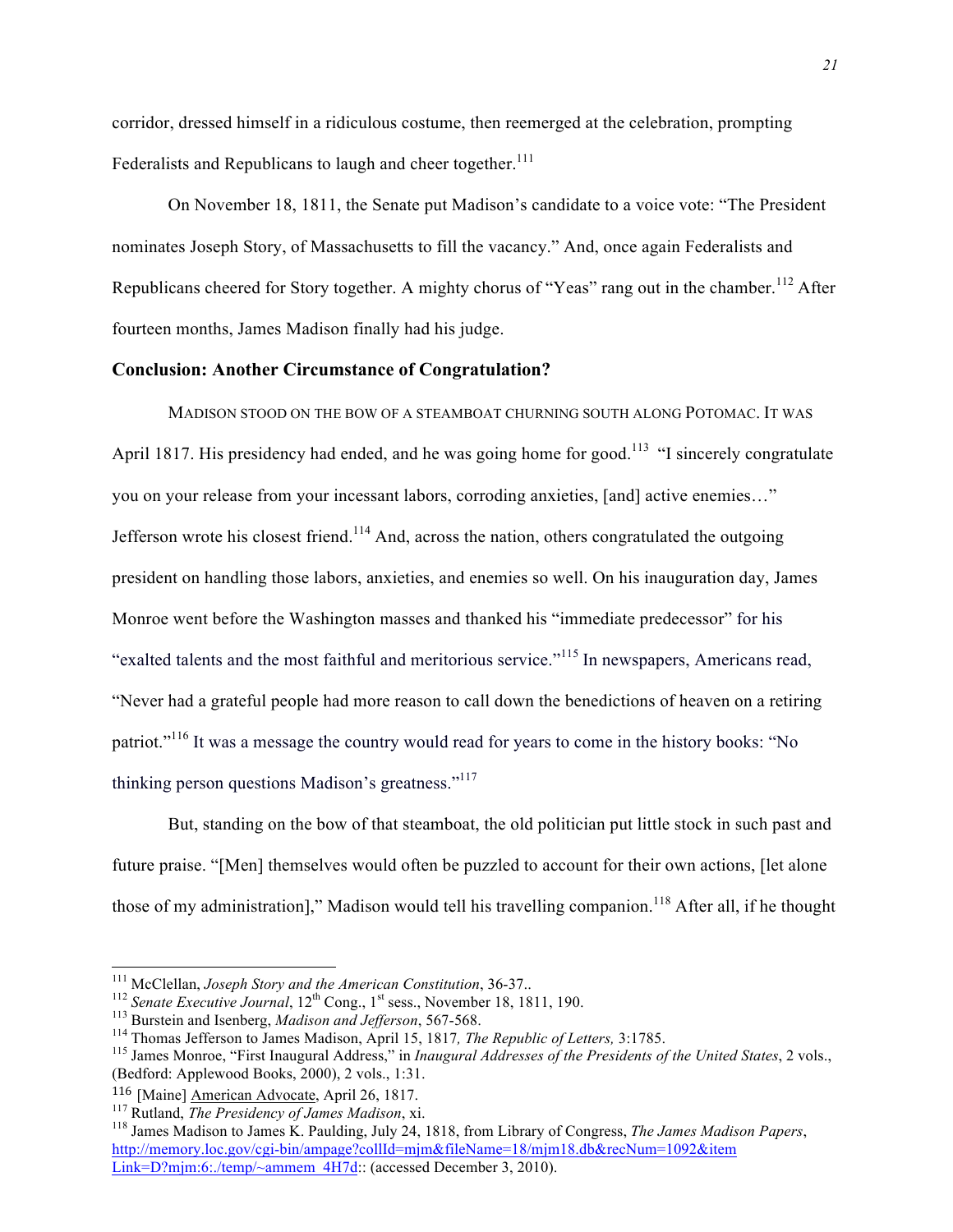corridor, dressed himself in a ridiculous costume, then reemerged at the celebration, prompting Federalists and Republicans to laugh and cheer together.[111]

On November 18, 1811, the Senate put Madison's candidate to a voice vote: "The President nominates Joseph Story, of Massachusetts to fill the vacancy." And, once again Federalists and Republicans cheered for Story together. A mighty chorus of "Yeas" rang out in the chamber.[112] After fourteen months, James Madison finally had his judge.

**Conclusion: Another Circumstance of Congratulation?**

MADISON STOOD ON THE BOW OF A STEAMBOAT CHURNING SOUTH ALONG POTOMAC. IT WAS April 1817. His presidency had ended, and he was going home for good.[113] "I sincerely congratulate you on your release from your incessant labors, corroding anxieties, [and] active enemies…" Jefferson wrote his closest friend.[114] And, across the nation, others congratulated the outgoing president on handling those labors, anxieties, and enemies so well. On his inauguration day, James Monroe went before the Washington masses and thanked his "immediate predecessor" for his "exalted talents and the most faithful and meritorious service."[115] In newspapers, Americans read, "Never had a grateful people had more reason to call down the benedictions of heaven on a retiring patriot."[116] It was a message the country would read for years to come in the history books: "No thinking person questions Madison's greatness."[117]

But, standing on the bow of that steamboat, the old politician put little stock in such past and future praise. "[Men] themselves would often be puzzled to account for their own actions, [let alone those of my administration]," Madison would tell his travelling companion.[118] After all, if he thought

---

[111] McClellan, *Joseph Story and the American Constitution*, 36-37..

[112] *Senate Executive Journal*, 12th Cong., 1st sess., November 18, 1811, 190.

[113] Burstein and Isenberg, *Madison and Jefferson*, 567-568.

[114] Thomas Jefferson to James Madison, April 15, 1817*, The Republic of Letters,* 3:1785.

[115] James Monroe, "First Inaugural Address," in *Inaugural Addresses of the Presidents of the United States*, 2 vols., (Bedford: Applewood Books, 2000), 2 vols., 1:31.

[116] [Maine] American Advocate, April 26, 1817.

[117] Rutland, *The Presidency of James Madison*, xi.

[118] James Madison to James K. Paulding, July 24, 1818, from Library of Congress, *The James Madison Papers*, http://memory.loc.gov/cgi-bin/ampage?collId=mjm&fileName=18/mjm18.db&recNum=1092&itemLink=D?mjm:6:./temp/~ammem_4H7d:: (accessed December 3, 2010).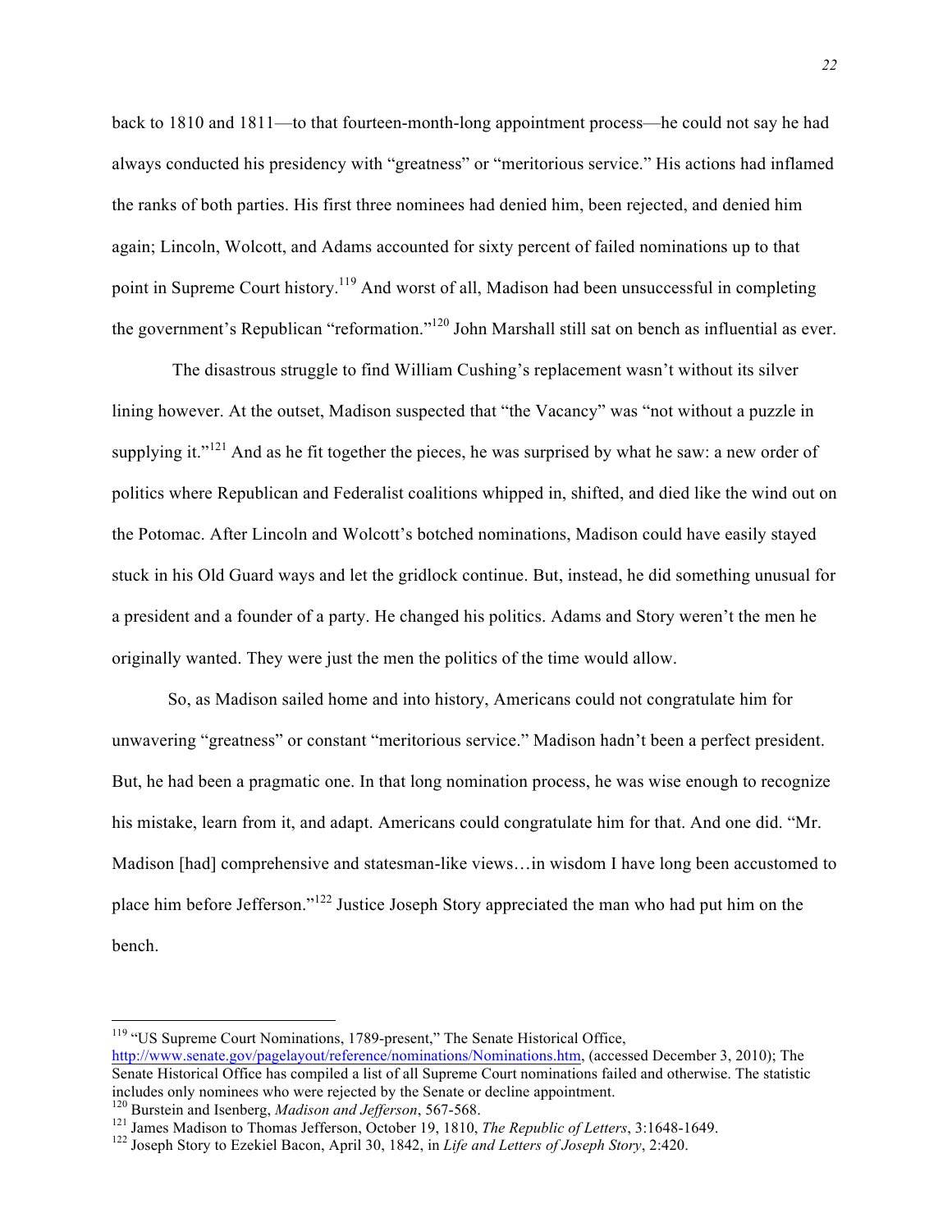back to 1810 and 1811—to that fourteen-month-long appointment process—he could not say he had always conducted his presidency with "greatness" or "meritorious service." His actions had inflamed the ranks of both parties. His first three nominees had denied him, been rejected, and denied him again; Lincoln, Wolcott, and Adams accounted for sixty percent of failed nominations up to that point in Supreme Court history.[119] And worst of all, Madison had been unsuccessful in completing the government's Republican "reformation."[120] John Marshall still sat on bench as influential as ever.

The disastrous struggle to find William Cushing's replacement wasn't without its silver lining however. At the outset, Madison suspected that "the Vacancy" was "not without a puzzle in supplying it."[121] And as he fit together the pieces, he was surprised by what he saw: a new order of politics where Republican and Federalist coalitions whipped in, shifted, and died like the wind out on the Potomac. After Lincoln and Wolcott's botched nominations, Madison could have easily stayed stuck in his Old Guard ways and let the gridlock continue. But, instead, he did something unusual for a president and a founder of a party. He changed his politics. Adams and Story weren't the men he originally wanted. They were just the men the politics of the time would allow.

So, as Madison sailed home and into history, Americans could not congratulate him for unwavering "greatness" or constant "meritorious service." Madison hadn't been a perfect president. But, he had been a pragmatic one. In that long nomination process, he was wise enough to recognize his mistake, learn from it, and adapt. Americans could congratulate him for that. And one did. "Mr. Madison [had] comprehensive and statesman-like views…in wisdom I have long been accustomed to place him before Jefferson."[122] Justice Joseph Story appreciated the man who had put him on the bench.

---

[119] "US Supreme Court Nominations, 1789-present," The Senate Historical Office, http://www.senate.gov/pagelayout/reference/nominations/Nominations.htm, (accessed December 3, 2010); The Senate Historical Office has compiled a list of all Supreme Court nominations failed and otherwise. The statistic includes only nominees who were rejected by the Senate or decline appointment.

[120] Burstein and Isenberg, *Madison and Jefferson*, 567-568.

[121] James Madison to Thomas Jefferson, October 19, 1810, *The Republic of Letters*, 3:1648-1649.

[122] Joseph Story to Ezekiel Bacon, April 30, 1842, in *Life and Letters of Joseph Story*, 2:420.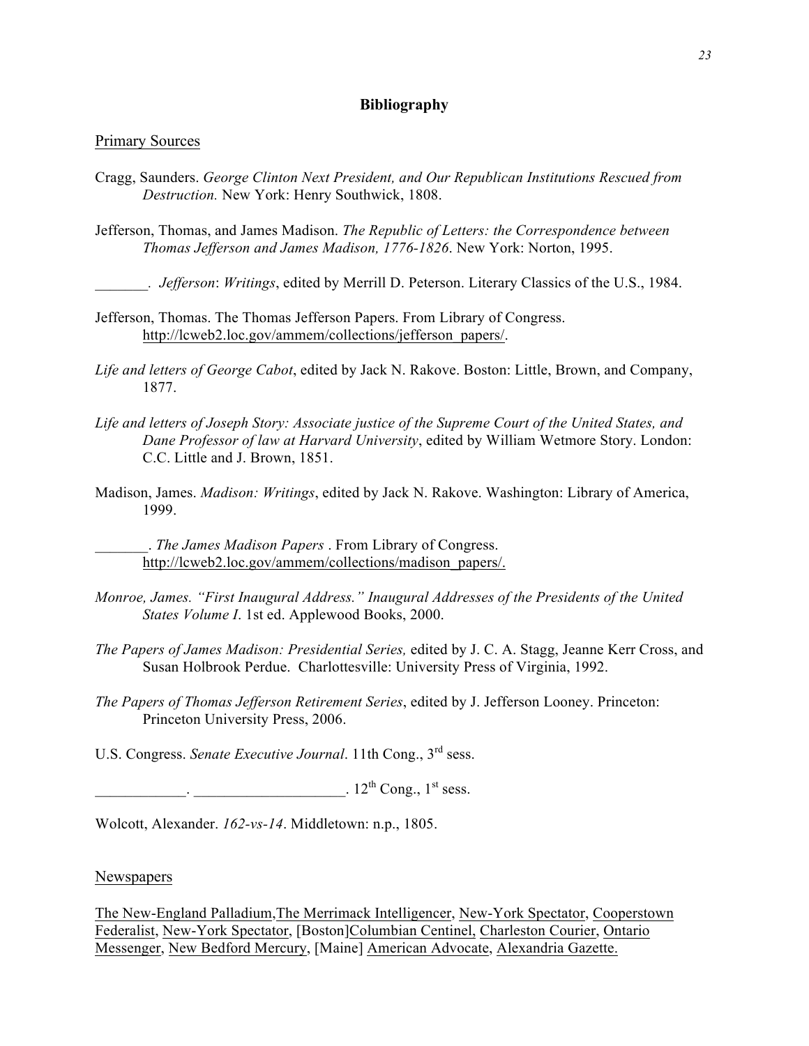## Bibliography

Primary Sources

Cragg, Saunders. *George Clinton Next President, and Our Republican Institutions Rescued from Destruction.* New York: Henry Southwick, 1808.

Jefferson, Thomas, and James Madison. *The Republic of Letters: the Correspondence between Thomas Jefferson and James Madison, 1776-1826*. New York: Norton, 1995.

_______. *Jefferson*: *Writings*, edited by Merrill D. Peterson. Literary Classics of the U.S., 1984.

Jefferson, Thomas. The Thomas Jefferson Papers. From Library of Congress. http://lcweb2.loc.gov/ammem/collections/jefferson_papers/.

*Life and letters of George Cabot*, edited by Jack N. Rakove. Boston: Little, Brown, and Company, 1877.

*Life and letters of Joseph Story: Associate justice of the Supreme Court of the United States, and Dane Professor of law at Harvard University*, edited by William Wetmore Story. London: C.C. Little and J. Brown, 1851.

Madison, James. *Madison: Writings*, edited by Jack N. Rakove. Washington: Library of America, 1999.

_______. *The James Madison Papers* . From Library of Congress. http://lcweb2.loc.gov/ammem/collections/madison_papers/.

*Monroe, James. "First Inaugural Address." Inaugural Addresses of the Presidents of the United States Volume I*. 1st ed. Applewood Books, 2000.

*The Papers of James Madison: Presidential Series,* edited by J. C. A. Stagg, Jeanne Kerr Cross, and Susan Holbrook Perdue. Charlottesville: University Press of Virginia, 1992.

*The Papers of Thomas Jefferson Retirement Series*, edited by J. Jefferson Looney. Princeton: Princeton University Press, 2006.

U.S. Congress. *Senate Executive Journal*. 11th Cong., 3rd sess.

____________. ____________________. 12th Cong., 1st sess.

Wolcott, Alexander. *162-vs-14*. Middletown: n.p., 1805.

Newspapers

The New-England Palladium, The Merrimack Intelligencer, New-York Spectator, Cooperstown Federalist, New-York Spectator, [Boston] Columbian Centinel, Charleston Courier, Ontario Messenger, New Bedford Mercury, [Maine] American Advocate, Alexandria Gazette.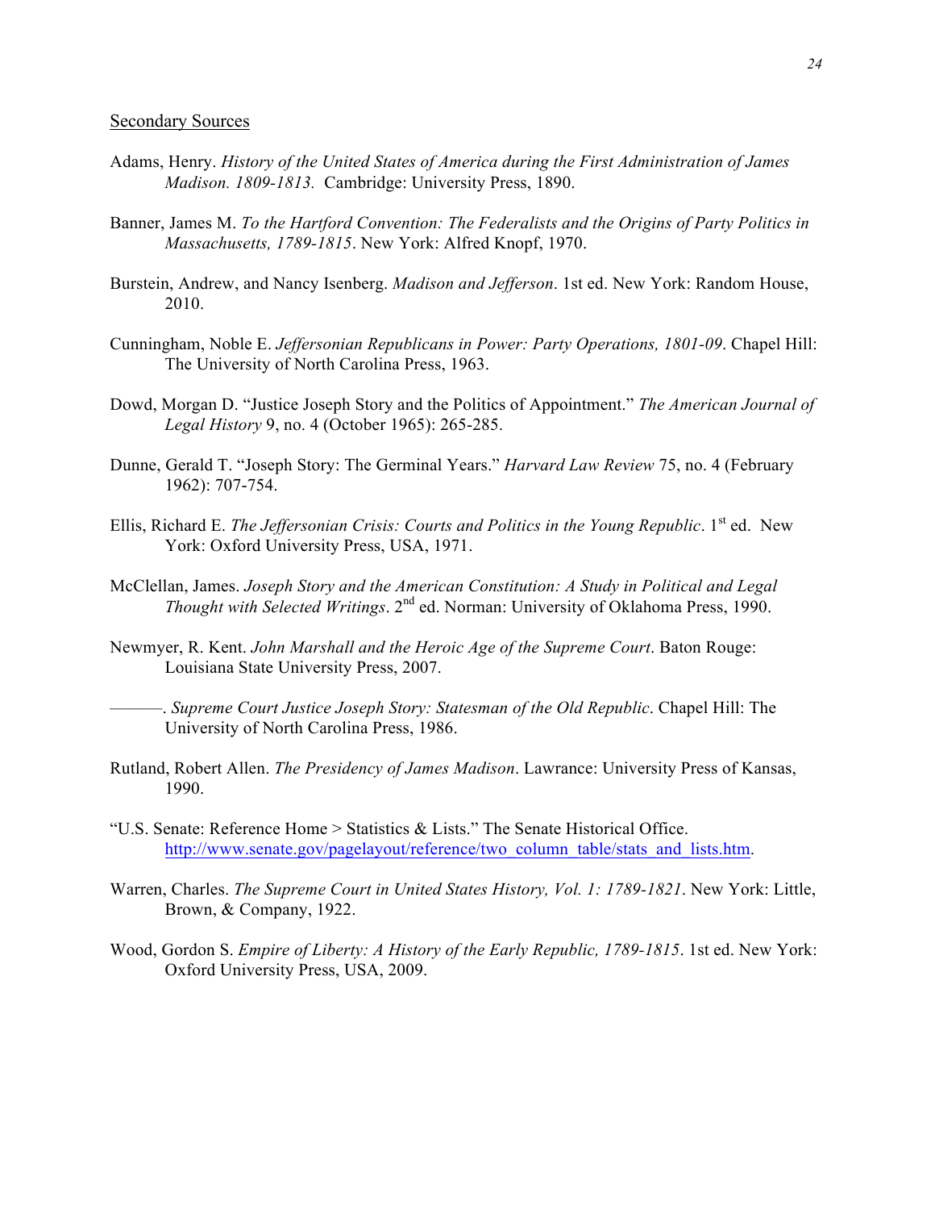Secondary Sources

Adams, Henry. *History of the United States of America during the First Administration of James Madison. 1809-1813.* Cambridge: University Press, 1890.

Banner, James M. *To the Hartford Convention: The Federalists and the Origins of Party Politics in Massachusetts, 1789-1815*. New York: Alfred Knopf, 1970.

Burstein, Andrew, and Nancy Isenberg. *Madison and Jefferson*. 1st ed. New York: Random House, 2010.

Cunningham, Noble E. *Jeffersonian Republicans in Power: Party Operations, 1801-09*. Chapel Hill: The University of North Carolina Press, 1963.

Dowd, Morgan D. "Justice Joseph Story and the Politics of Appointment." *The American Journal of Legal History* 9, no. 4 (October 1965): 265-285.

Dunne, Gerald T. "Joseph Story: The Germinal Years." *Harvard Law Review* 75, no. 4 (February 1962): 707-754.

Ellis, Richard E. *The Jeffersonian Crisis: Courts and Politics in the Young Republic*. 1st ed. New York: Oxford University Press, USA, 1971.

McClellan, James. *Joseph Story and the American Constitution: A Study in Political and Legal Thought with Selected Writings*. 2nd ed. Norman: University of Oklahoma Press, 1990.

Newmyer, R. Kent. *John Marshall and the Heroic Age of the Supreme Court*. Baton Rouge: Louisiana State University Press, 2007.

———. *Supreme Court Justice Joseph Story: Statesman of the Old Republic*. Chapel Hill: The University of North Carolina Press, 1986.

Rutland, Robert Allen. *The Presidency of James Madison*. Lawrance: University Press of Kansas, 1990.

"U.S. Senate: Reference Home > Statistics & Lists." The Senate Historical Office. http://www.senate.gov/pagelayout/reference/two_column_table/stats_and_lists.htm.

Warren, Charles. *The Supreme Court in United States History, Vol. 1: 1789-1821*. New York: Little, Brown, & Company, 1922.

Wood, Gordon S. *Empire of Liberty: A History of the Early Republic, 1789-1815*. 1st ed. New York: Oxford University Press, USA, 2009.